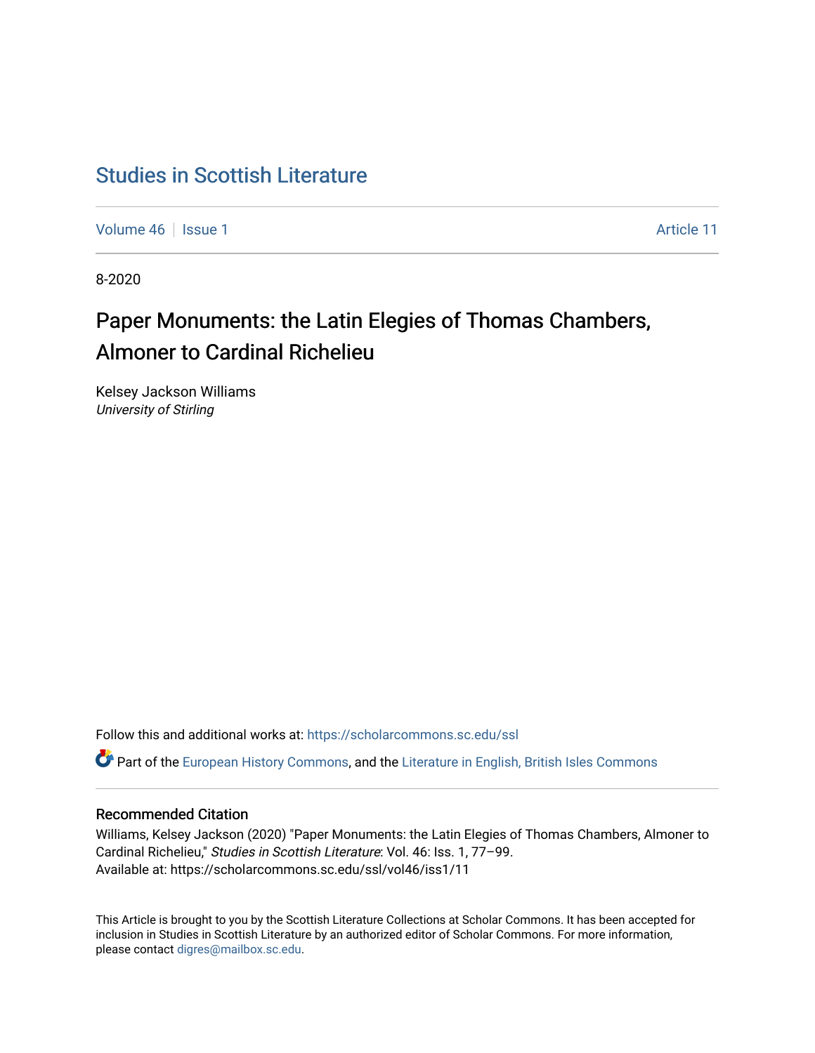# Studies in Scottish Literature

Volume 46 | Issue 1 | Article 11

8-2020

## Paper Monuments: the Latin Elegies of Thomas Chambers, Almoner to Cardinal Richelieu

Kelsey Jackson Williams
*University of Stirling*

Follow this and additional works at: https://scholarcommons.sc.edu/ssl

Part of the European History Commons, and the Literature in English, British Isles Commons

### Recommended Citation

Williams, Kelsey Jackson (2020) "Paper Monuments: the Latin Elegies of Thomas Chambers, Almoner to Cardinal Richelieu," *Studies in Scottish Literature*: Vol. 46: Iss. 1, 77–99.
Available at: https://scholarcommons.sc.edu/ssl/vol46/iss1/11

This Article is brought to you by the Scottish Literature Collections at Scholar Commons. It has been accepted for inclusion in Studies in Scottish Literature by an authorized editor of Scholar Commons. For more information, please contact digres@mailbox.sc.edu.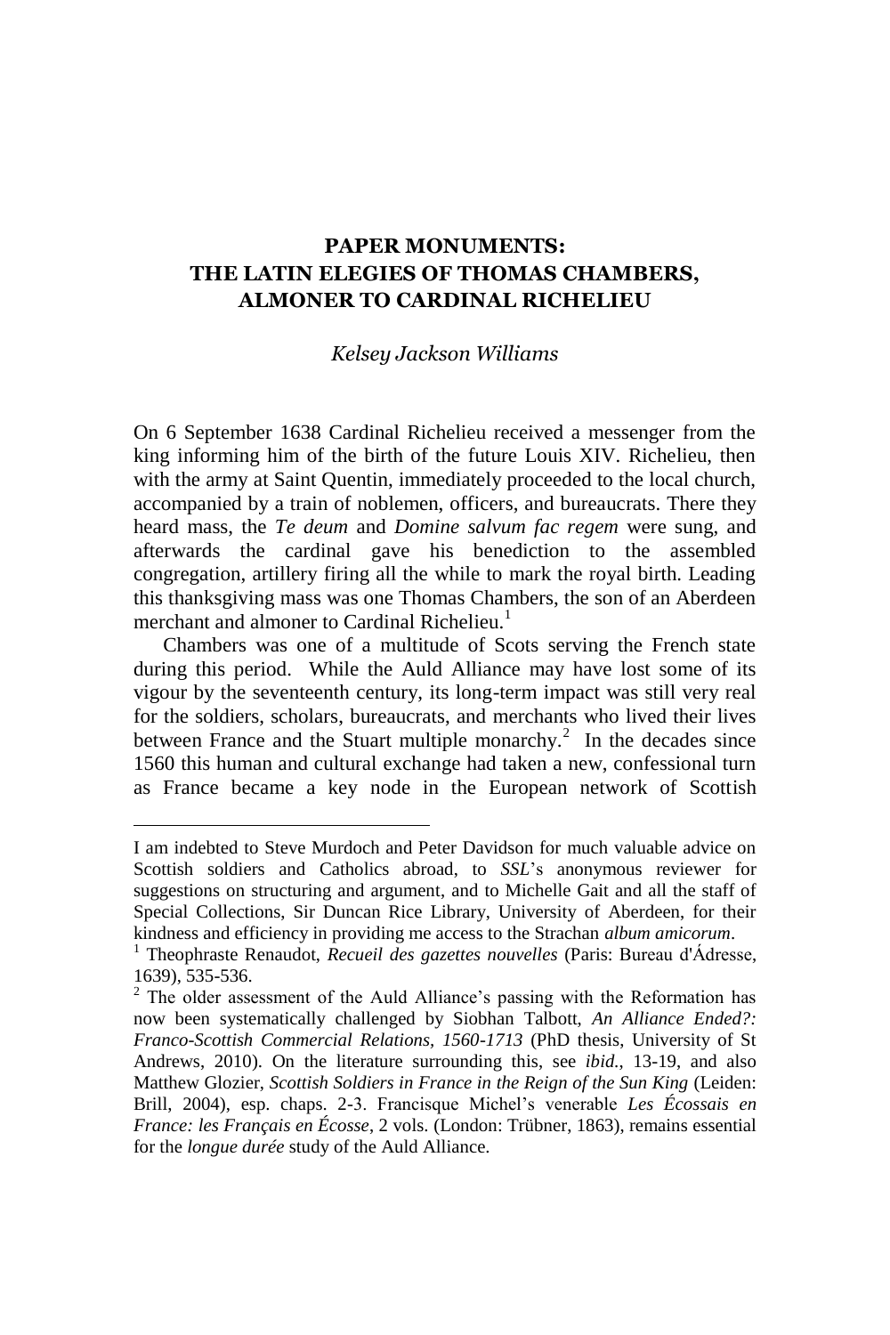# PAPER MONUMENTS: THE LATIN ELEGIES OF THOMAS CHAMBERS, ALMONER TO CARDINAL RICHELIEU

*Kelsey Jackson Williams*

On 6 September 1638 Cardinal Richelieu received a messenger from the king informing him of the birth of the future Louis XIV. Richelieu, then with the army at Saint Quentin, immediately proceeded to the local church, accompanied by a train of noblemen, officers, and bureaucrats. There they heard mass, the *Te deum* and *Domine salvum fac regem* were sung, and afterwards the cardinal gave his benediction to the assembled congregation, artillery firing all the while to mark the royal birth. Leading this thanksgiving mass was one Thomas Chambers, the son of an Aberdeen merchant and almoner to Cardinal Richelieu.[1]

Chambers was one of a multitude of Scots serving the French state during this period. While the Auld Alliance may have lost some of its vigour by the seventeenth century, its long-term impact was still very real for the soldiers, scholars, bureaucrats, and merchants who lived their lives between France and the Stuart multiple monarchy.[2] In the decades since 1560 this human and cultural exchange had taken a new, confessional turn as France became a key node in the European network of Scottish

---

I am indebted to Steve Murdoch and Peter Davidson for much valuable advice on Scottish soldiers and Catholics abroad, to *SSL*'s anonymous reviewer for suggestions on structuring and argument, and to Michelle Gait and all the staff of Special Collections, Sir Duncan Rice Library, University of Aberdeen, for their kindness and efficiency in providing me access to the Strachan *album amicorum*.

[1] Theophraste Renaudot, *Recueil des gazettes nouvelles* (Paris: Bureau d'Ádresse, 1639), 535-536.

[2] The older assessment of the Auld Alliance's passing with the Reformation has now been systematically challenged by Siobhan Talbott, *An Alliance Ended?: Franco-Scottish Commercial Relations, 1560-1713* (PhD thesis, University of St Andrews, 2010). On the literature surrounding this, see *ibid.*, 13-19, and also Matthew Glozier, *Scottish Soldiers in France in the Reign of the Sun King* (Leiden: Brill, 2004), esp. chaps. 2-3. Francisque Michel's venerable *Les Écossais en France: les Français en Écosse*, 2 vols. (London: Trübner, 1863), remains essential for the *longue durée* study of the Auld Alliance.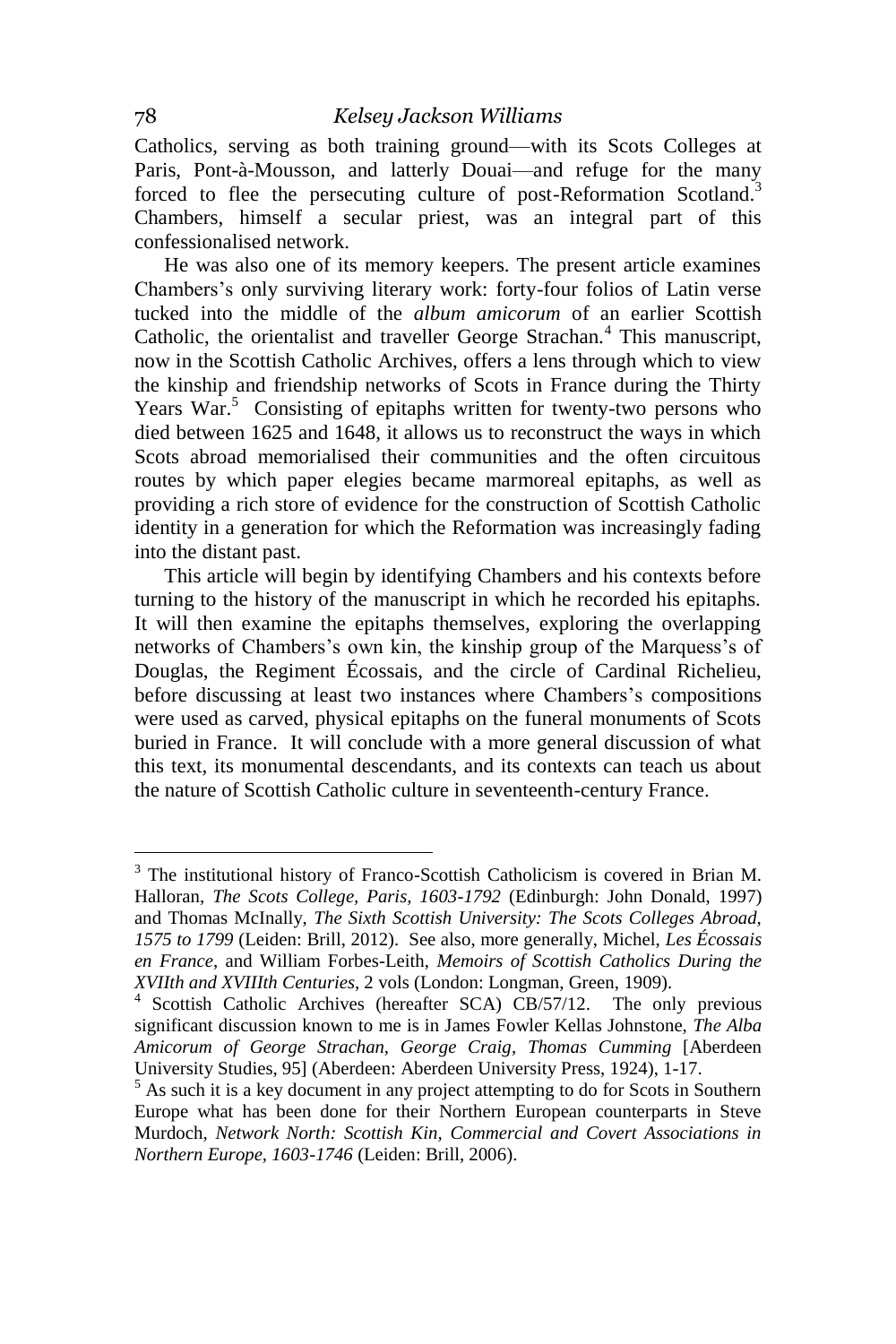Catholics, serving as both training ground—with its Scots Colleges at Paris, Pont-à-Mousson, and latterly Douai—and refuge for the many forced to flee the persecuting culture of post-Reformation Scotland.[3] Chambers, himself a secular priest, was an integral part of this confessionalised network.

He was also one of its memory keepers. The present article examines Chambers's only surviving literary work: forty-four folios of Latin verse tucked into the middle of the *album amicorum* of an earlier Scottish Catholic, the orientalist and traveller George Strachan.[4] This manuscript, now in the Scottish Catholic Archives, offers a lens through which to view the kinship and friendship networks of Scots in France during the Thirty Years War.[5] Consisting of epitaphs written for twenty-two persons who died between 1625 and 1648, it allows us to reconstruct the ways in which Scots abroad memorialised their communities and the often circuitous routes by which paper elegies became marmoreal epitaphs, as well as providing a rich store of evidence for the construction of Scottish Catholic identity in a generation for which the Reformation was increasingly fading into the distant past.

This article will begin by identifying Chambers and his contexts before turning to the history of the manuscript in which he recorded his epitaphs. It will then examine the epitaphs themselves, exploring the overlapping networks of Chambers's own kin, the kinship group of the Marquess's of Douglas, the Regiment Écossais, and the circle of Cardinal Richelieu, before discussing at least two instances where Chambers's compositions were used as carved, physical epitaphs on the funeral monuments of Scots buried in France. It will conclude with a more general discussion of what this text, its monumental descendants, and its contexts can teach us about the nature of Scottish Catholic culture in seventeenth-century France.

---

[3] The institutional history of Franco-Scottish Catholicism is covered in Brian M. Halloran, *The Scots College, Paris, 1603-1792* (Edinburgh: John Donald, 1997) and Thomas McInally, *The Sixth Scottish University: The Scots Colleges Abroad, 1575 to 1799* (Leiden: Brill, 2012). See also, more generally, Michel, *Les Écossais en France*, and William Forbes-Leith, *Memoirs of Scottish Catholics During the XVIIth and XVIIIth Centuries*, 2 vols (London: Longman, Green, 1909).

[4] Scottish Catholic Archives (hereafter SCA) CB/57/12. The only previous significant discussion known to me is in James Fowler Kellas Johnstone, *The Alba Amicorum of George Strachan, George Craig, Thomas Cumming* [Aberdeen University Studies, 95] (Aberdeen: Aberdeen University Press, 1924), 1-17.

[5] As such it is a key document in any project attempting to do for Scots in Southern Europe what has been done for their Northern European counterparts in Steve Murdoch, *Network North: Scottish Kin, Commercial and Covert Associations in Northern Europe, 1603-1746* (Leiden: Brill, 2006).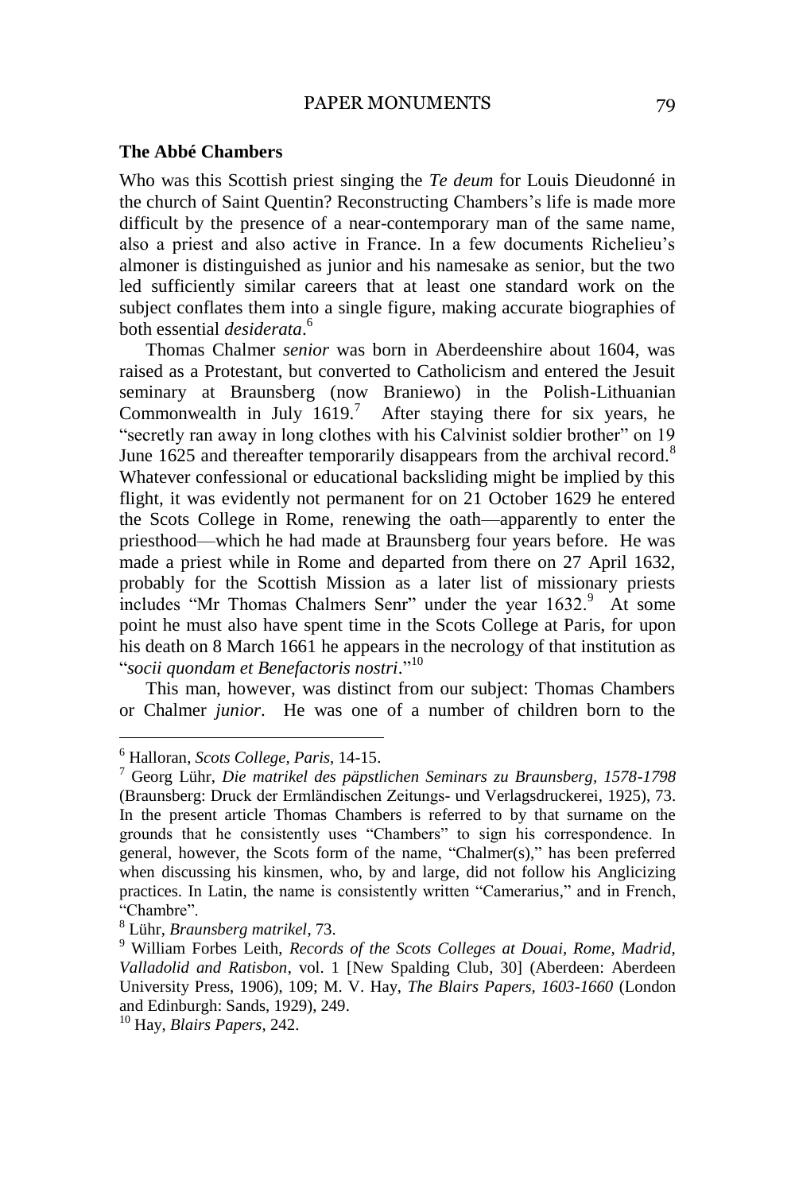### The Abbé Chambers

Who was this Scottish priest singing the *Te deum* for Louis Dieudonné in the church of Saint Quentin? Reconstructing Chambers's life is made more difficult by the presence of a near-contemporary man of the same name, also a priest and also active in France. In a few documents Richelieu's almoner is distinguished as junior and his namesake as senior, but the two led sufficiently similar careers that at least one standard work on the subject conflates them into a single figure, making accurate biographies of both essential *desiderata*.[6]

Thomas Chalmer *senior* was born in Aberdeenshire about 1604, was raised as a Protestant, but converted to Catholicism and entered the Jesuit seminary at Braunsberg (now Braniewo) in the Polish-Lithuanian Commonwealth in July 1619.[7] After staying there for six years, he "secretly ran away in long clothes with his Calvinist soldier brother" on 19 June 1625 and thereafter temporarily disappears from the archival record.[8] Whatever confessional or educational backsliding might be implied by this flight, it was evidently not permanent for on 21 October 1629 he entered the Scots College in Rome, renewing the oath—apparently to enter the priesthood—which he had made at Braunsberg four years before. He was made a priest while in Rome and departed from there on 27 April 1632, probably for the Scottish Mission as a later list of missionary priests includes "Mr Thomas Chalmers Senr" under the year 1632.[9] At some point he must also have spent time in the Scots College at Paris, for upon his death on 8 March 1661 he appears in the necrology of that institution as "*socii quondam et Benefactoris nostri*."[10]

This man, however, was distinct from our subject: Thomas Chambers or Chalmer *junior*. He was one of a number of children born to the

---

[6] Halloran, *Scots College, Paris*, 14-15.

[7] Georg Lühr, *Die matrikel des päpstlichen Seminars zu Braunsberg, 1578-1798* (Braunsberg: Druck der Ermländischen Zeitungs- und Verlagsdruckerei, 1925), 73. In the present article Thomas Chambers is referred to by that surname on the grounds that he consistently uses "Chambers" to sign his correspondence. In general, however, the Scots form of the name, "Chalmer(s)," has been preferred when discussing his kinsmen, who, by and large, did not follow his Anglicizing practices. In Latin, the name is consistently written "Camerarius," and in French, "Chambre".

[8] Lühr, *Braunsberg matrikel*, 73.

[9] William Forbes Leith, *Records of the Scots Colleges at Douai, Rome, Madrid, Valladolid and Ratisbon*, vol. 1 [New Spalding Club, 30] (Aberdeen: Aberdeen University Press, 1906), 109; M. V. Hay, *The Blairs Papers, 1603-1660* (London and Edinburgh: Sands, 1929), 249.

[10] Hay, *Blairs Papers*, 242.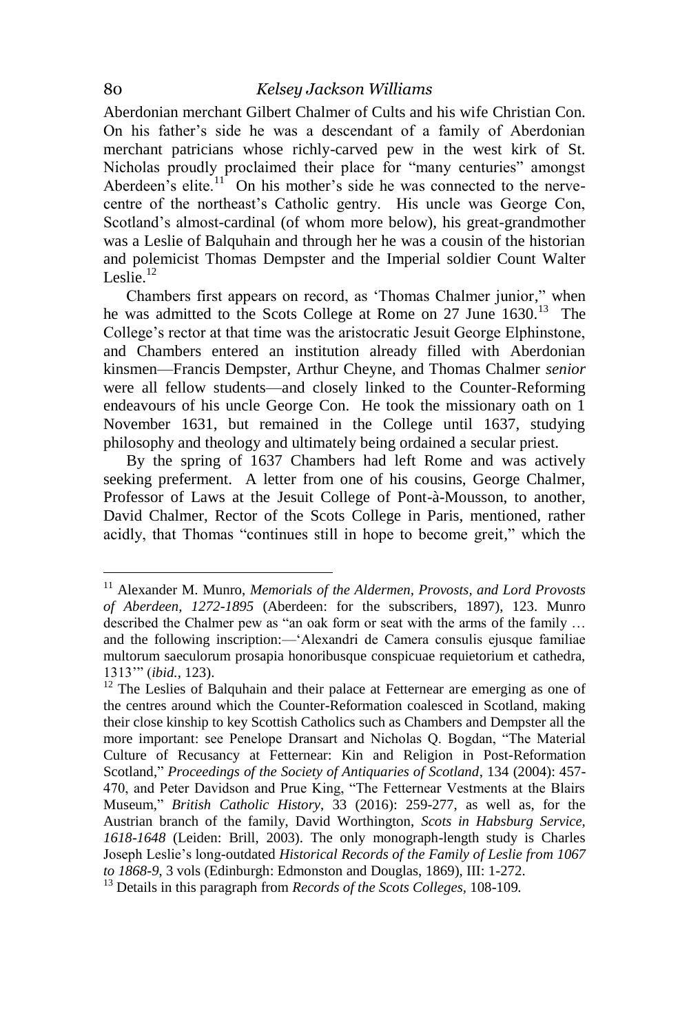Aberdonian merchant Gilbert Chalmer of Cults and his wife Christian Con. On his father's side he was a descendant of a family of Aberdonian merchant patricians whose richly-carved pew in the west kirk of St. Nicholas proudly proclaimed their place for "many centuries" amongst Aberdeen's elite.[11] On his mother's side he was connected to the nerve-centre of the northeast's Catholic gentry. His uncle was George Con, Scotland's almost-cardinal (of whom more below), his great-grandmother was a Leslie of Balquhain and through her he was a cousin of the historian and polemicist Thomas Dempster and the Imperial soldier Count Walter Leslie.[12]

Chambers first appears on record, as 'Thomas Chalmer junior," when he was admitted to the Scots College at Rome on 27 June 1630.[13] The College's rector at that time was the aristocratic Jesuit George Elphinstone, and Chambers entered an institution already filled with Aberdonian kinsmen—Francis Dempster, Arthur Cheyne, and Thomas Chalmer *senior* were all fellow students—and closely linked to the Counter-Reforming endeavours of his uncle George Con. He took the missionary oath on 1 November 1631, but remained in the College until 1637, studying philosophy and theology and ultimately being ordained a secular priest.

By the spring of 1637 Chambers had left Rome and was actively seeking preferment. A letter from one of his cousins, George Chalmer, Professor of Laws at the Jesuit College of Pont-à-Mousson, to another, David Chalmer, Rector of the Scots College in Paris, mentioned, rather acidly, that Thomas "continues still in hope to become greit," which the

---

[11] Alexander M. Munro, *Memorials of the Aldermen, Provosts, and Lord Provosts of Aberdeen, 1272-1895* (Aberdeen: for the subscribers, 1897), 123. Munro described the Chalmer pew as "an oak form or seat with the arms of the family … and the following inscription:—'Alexandri de Camera consulis ejusque familiae multorum saeculorum prosapia honoribusque conspicuae requietorium et cathedra, 1313'" (*ibid.*, 123).

[12] The Leslies of Balquhain and their palace at Fetternear are emerging as one of the centres around which the Counter-Reformation coalesced in Scotland, making their close kinship to key Scottish Catholics such as Chambers and Dempster all the more important: see Penelope Dransart and Nicholas Q. Bogdan, "The Material Culture of Recusancy at Fetternear: Kin and Religion in Post-Reformation Scotland," *Proceedings of the Society of Antiquaries of Scotland*, 134 (2004): 457-470, and Peter Davidson and Prue King, "The Fetternear Vestments at the Blairs Museum," *British Catholic History*, 33 (2016): 259-277, as well as, for the Austrian branch of the family, David Worthington, *Scots in Habsburg Service, 1618-1648* (Leiden: Brill, 2003). The only monograph-length study is Charles Joseph Leslie's long-outdated *Historical Records of the Family of Leslie from 1067 to 1868-9*, 3 vols (Edinburgh: Edmonston and Douglas, 1869), III: 1-272.

[13] Details in this paragraph from *Records of the Scots Colleges*, 108-109.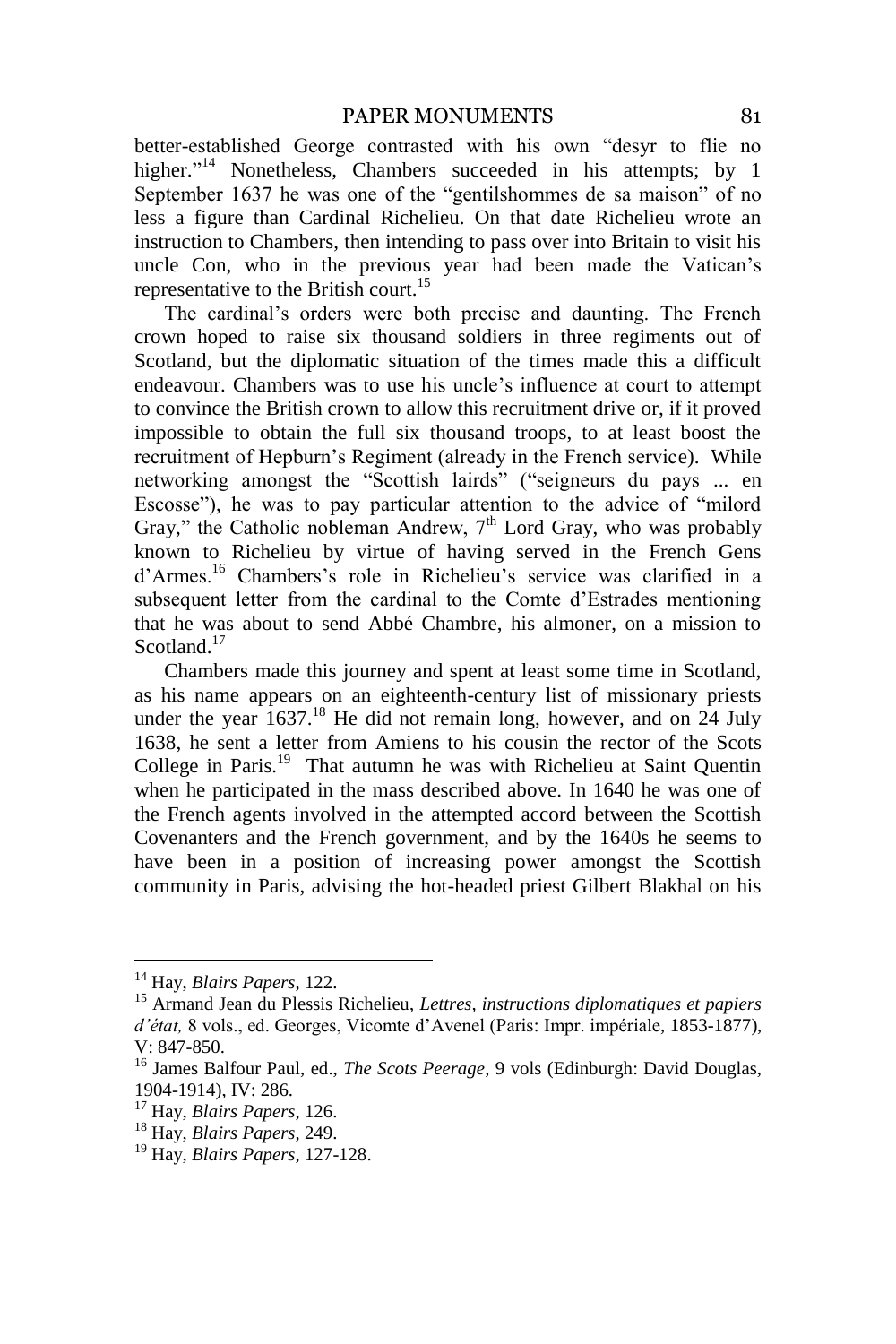better-established George contrasted with his own "desyr to flie no higher."[14] Nonetheless, Chambers succeeded in his attempts; by 1 September 1637 he was one of the "gentilshommes de sa maison" of no less a figure than Cardinal Richelieu. On that date Richelieu wrote an instruction to Chambers, then intending to pass over into Britain to visit his uncle Con, who in the previous year had been made the Vatican's representative to the British court.[15]

The cardinal's orders were both precise and daunting. The French crown hoped to raise six thousand soldiers in three regiments out of Scotland, but the diplomatic situation of the times made this a difficult endeavour. Chambers was to use his uncle's influence at court to attempt to convince the British crown to allow this recruitment drive or, if it proved impossible to obtain the full six thousand troops, to at least boost the recruitment of Hepburn's Regiment (already in the French service). While networking amongst the "Scottish lairds" ("seigneurs du pays ... en Escosse"), he was to pay particular attention to the advice of "milord Gray," the Catholic nobleman Andrew, 7th Lord Gray, who was probably known to Richelieu by virtue of having served in the French Gens d'Armes.[16] Chambers's role in Richelieu's service was clarified in a subsequent letter from the cardinal to the Comte d'Estrades mentioning that he was about to send Abbé Chambre, his almoner, on a mission to Scotland.[17]

Chambers made this journey and spent at least some time in Scotland, as his name appears on an eighteenth-century list of missionary priests under the year 1637.[18] He did not remain long, however, and on 24 July 1638, he sent a letter from Amiens to his cousin the rector of the Scots College in Paris.[19] That autumn he was with Richelieu at Saint Quentin when he participated in the mass described above. In 1640 he was one of the French agents involved in the attempted accord between the Scottish Covenanters and the French government, and by the 1640s he seems to have been in a position of increasing power amongst the Scottish community in Paris, advising the hot-headed priest Gilbert Blakhal on his

---

[14] Hay, *Blairs Papers*, 122.

[15] Armand Jean du Plessis Richelieu, *Lettres, instructions diplomatiques et papiers d'état,* 8 vols., ed. Georges, Vicomte d'Avenel (Paris: Impr. impériale, 1853-1877), V: 847-850.

[16] James Balfour Paul, ed., *The Scots Peerage*, 9 vols (Edinburgh: David Douglas, 1904-1914), IV: 286.

[17] Hay, *Blairs Papers*, 126.

[18] Hay, *Blairs Papers*, 249.

[19] Hay, *Blairs Papers*, 127-128.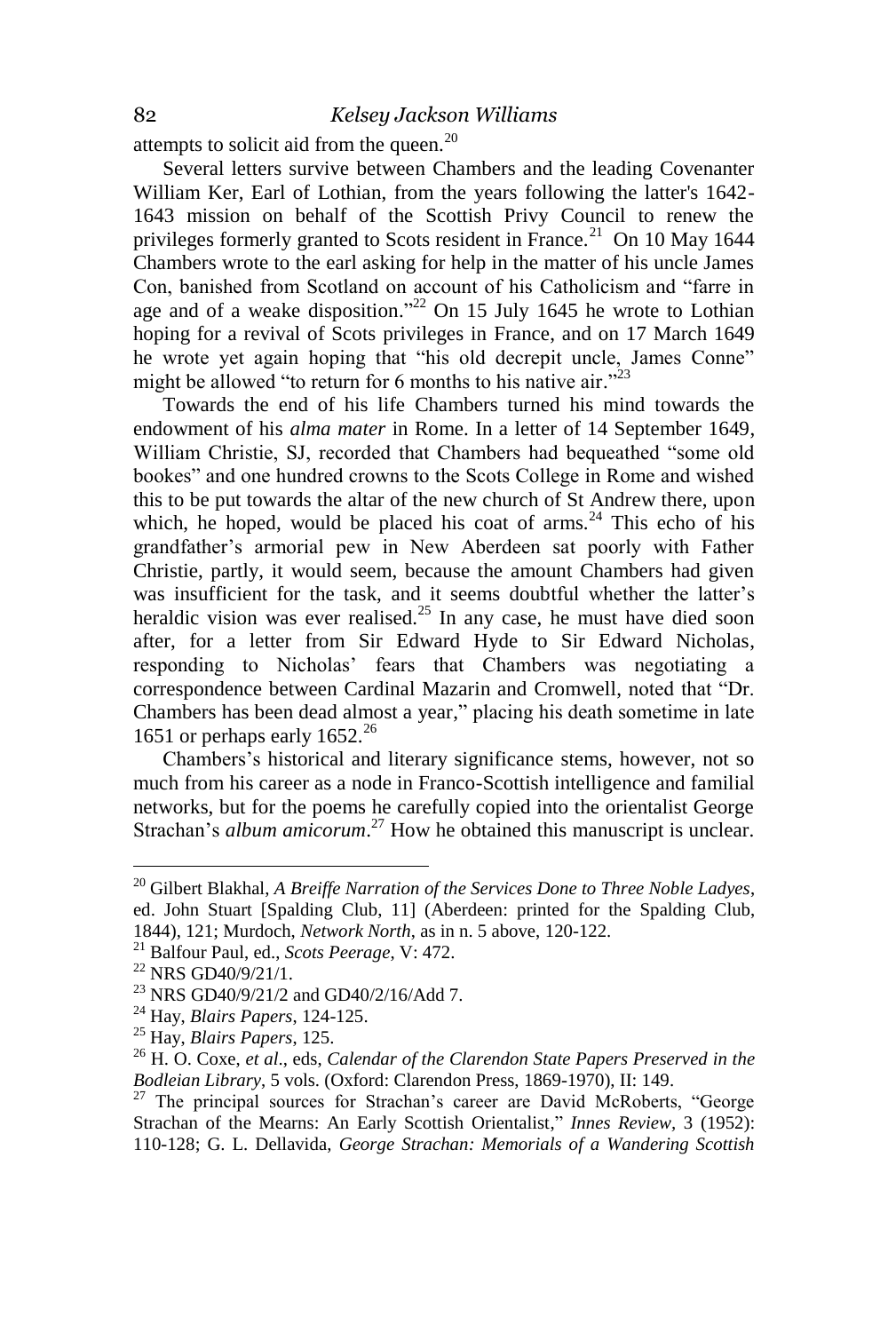attempts to solicit aid from the queen.[20]

Several letters survive between Chambers and the leading Covenanter William Ker, Earl of Lothian, from the years following the latter's 1642-1643 mission on behalf of the Scottish Privy Council to renew the privileges formerly granted to Scots resident in France.[21] On 10 May 1644 Chambers wrote to the earl asking for help in the matter of his uncle James Con, banished from Scotland on account of his Catholicism and "farre in age and of a weake disposition."[22] On 15 July 1645 he wrote to Lothian hoping for a revival of Scots privileges in France, and on 17 March 1649 he wrote yet again hoping that "his old decrepit uncle, James Conne" might be allowed "to return for 6 months to his native air."[23]

Towards the end of his life Chambers turned his mind towards the endowment of his *alma mater* in Rome. In a letter of 14 September 1649, William Christie, SJ, recorded that Chambers had bequeathed "some old bookes" and one hundred crowns to the Scots College in Rome and wished this to be put towards the altar of the new church of St Andrew there, upon which, he hoped, would be placed his coat of arms.[24] This echo of his grandfather's armorial pew in New Aberdeen sat poorly with Father Christie, partly, it would seem, because the amount Chambers had given was insufficient for the task, and it seems doubtful whether the latter's heraldic vision was ever realised.[25] In any case, he must have died soon after, for a letter from Sir Edward Hyde to Sir Edward Nicholas, responding to Nicholas' fears that Chambers was negotiating a correspondence between Cardinal Mazarin and Cromwell, noted that "Dr. Chambers has been dead almost a year," placing his death sometime in late 1651 or perhaps early 1652.[26]

Chambers's historical and literary significance stems, however, not so much from his career as a node in Franco-Scottish intelligence and familial networks, but for the poems he carefully copied into the orientalist George Strachan's *album amicorum*.[27] How he obtained this manuscript is unclear.

---

[20] Gilbert Blakhal, *A Breiffe Narration of the Services Done to Three Noble Ladyes*, ed. John Stuart [Spalding Club, 11] (Aberdeen: printed for the Spalding Club, 1844), 121; Murdoch, *Network North*, as in n. 5 above, 120-122.

[21] Balfour Paul, ed., *Scots Peerage*, V: 472.

[22] NRS GD40/9/21/1.

[23] NRS GD40/9/21/2 and GD40/2/16/Add 7.

[24] Hay, *Blairs Papers*, 124-125.

[25] Hay, *Blairs Papers*, 125.

[26] H. O. Coxe, *et al*., eds, *Calendar of the Clarendon State Papers Preserved in the Bodleian Library*, 5 vols. (Oxford: Clarendon Press, 1869-1970), II: 149.

[27] The principal sources for Strachan's career are David McRoberts, "George Strachan of the Mearns: An Early Scottish Orientalist," *Innes Review*, 3 (1952): 110-128; G. L. Dellavida, *George Strachan: Memorials of a Wandering Scottish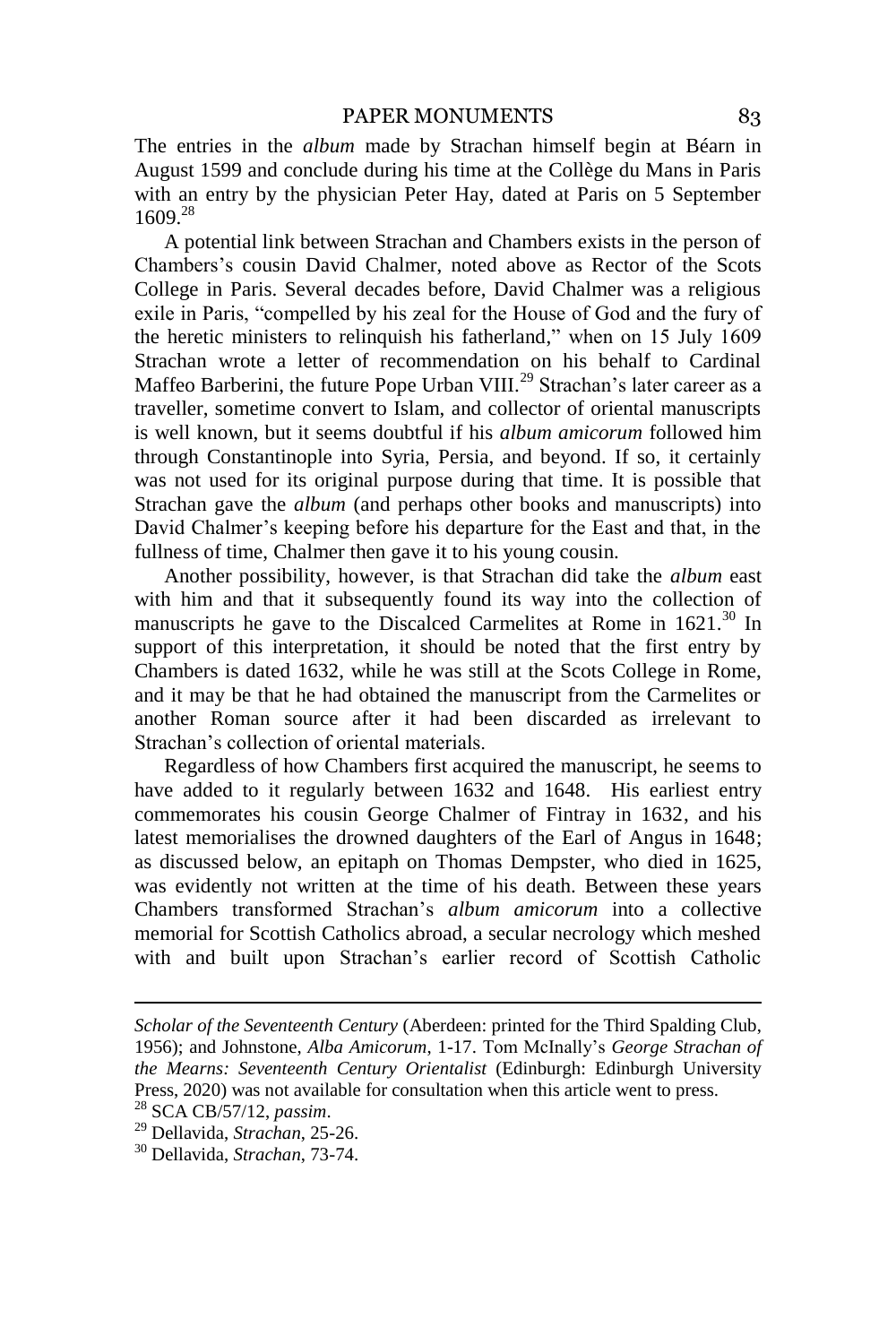The entries in the *album* made by Strachan himself begin at Béarn in August 1599 and conclude during his time at the Collège du Mans in Paris with an entry by the physician Peter Hay, dated at Paris on 5 September 1609.[28]

A potential link between Strachan and Chambers exists in the person of Chambers's cousin David Chalmer, noted above as Rector of the Scots College in Paris. Several decades before, David Chalmer was a religious exile in Paris, "compelled by his zeal for the House of God and the fury of the heretic ministers to relinquish his fatherland," when on 15 July 1609 Strachan wrote a letter of recommendation on his behalf to Cardinal Maffeo Barberini, the future Pope Urban VIII.[29] Strachan's later career as a traveller, sometime convert to Islam, and collector of oriental manuscripts is well known, but it seems doubtful if his *album amicorum* followed him through Constantinople into Syria, Persia, and beyond. If so, it certainly was not used for its original purpose during that time. It is possible that Strachan gave the *album* (and perhaps other books and manuscripts) into David Chalmer's keeping before his departure for the East and that, in the fullness of time, Chalmer then gave it to his young cousin.

Another possibility, however, is that Strachan did take the *album* east with him and that it subsequently found its way into the collection of manuscripts he gave to the Discalced Carmelites at Rome in 1621.[30] In support of this interpretation, it should be noted that the first entry by Chambers is dated 1632, while he was still at the Scots College in Rome, and it may be that he had obtained the manuscript from the Carmelites or another Roman source after it had been discarded as irrelevant to Strachan's collection of oriental materials.

Regardless of how Chambers first acquired the manuscript, he seems to have added to it regularly between 1632 and 1648. His earliest entry commemorates his cousin George Chalmer of Fintray in 1632, and his latest memorialises the drowned daughters of the Earl of Angus in 1648; as discussed below, an epitaph on Thomas Dempster, who died in 1625, was evidently not written at the time of his death. Between these years Chambers transformed Strachan's *album amicorum* into a collective memorial for Scottish Catholics abroad, a secular necrology which meshed with and built upon Strachan's earlier record of Scottish Catholic

---

*Scholar of the Seventeenth Century* (Aberdeen: printed for the Third Spalding Club, 1956); and Johnstone, *Alba Amicorum*, 1-17. Tom McInally's *George Strachan of the Mearns: Seventeenth Century Orientalist* (Edinburgh: Edinburgh University Press, 2020) was not available for consultation when this article went to press.

[28] SCA CB/57/12, *passim*.

[29] Dellavida, *Strachan*, 25-26.

[30] Dellavida, *Strachan*, 73-74.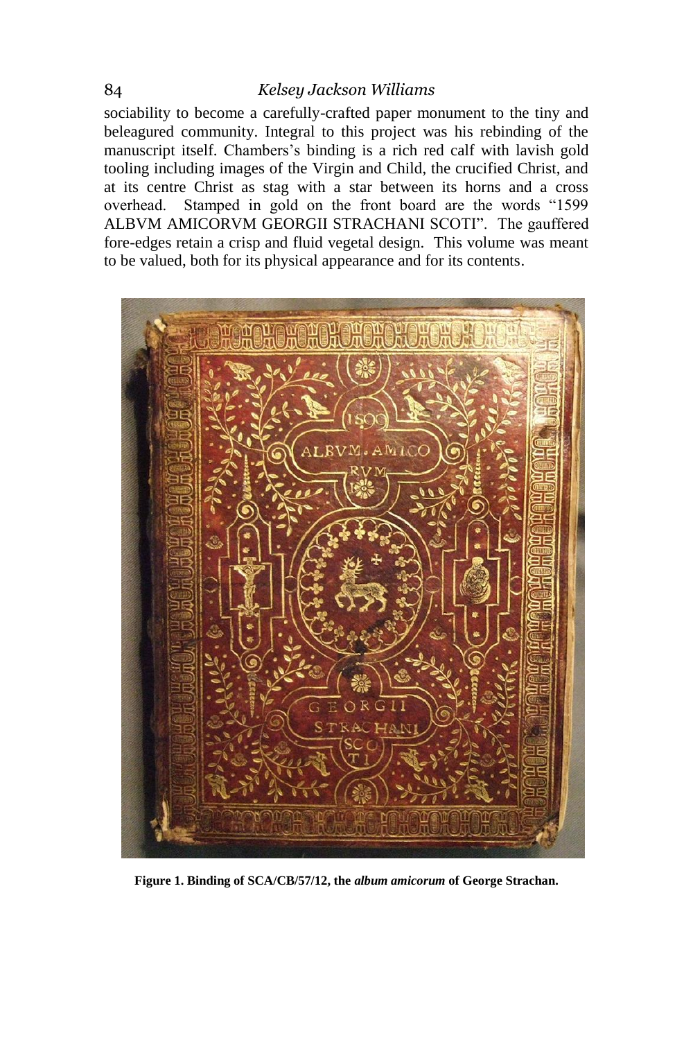sociability to become a carefully-crafted paper monument to the tiny and beleaguered community. Integral to this project was his rebinding of the manuscript itself. Chambers's binding is a rich red calf with lavish gold tooling including images of the Virgin and Child, the crucified Christ, and at its centre Christ as stag with a star between its horns and a cross overhead. Stamped in gold on the front board are the words "1599 ALBVM AMICORVM GEORGII STRACHANI SCOTI". The gauffered fore-edges retain a crisp and fluid vegetal design. This volume was meant to be valued, both for its physical appearance and for its contents.

**Figure 1. Binding of SCA/CB/57/12, the *album amicorum* of George Strachan.**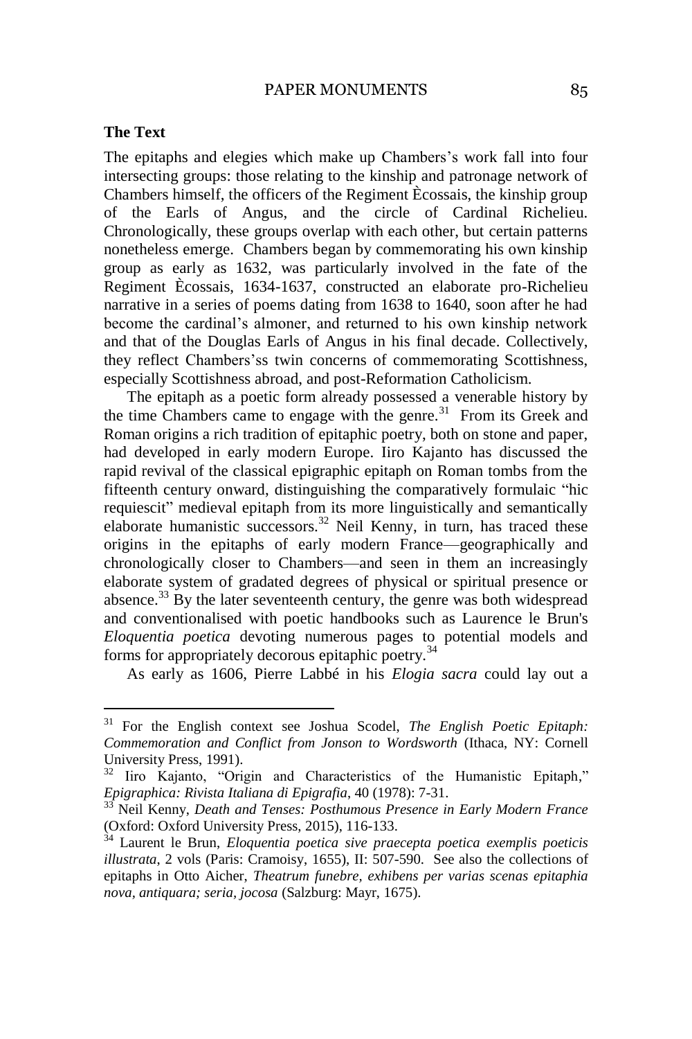**The Text**

The epitaphs and elegies which make up Chambers's work fall into four intersecting groups: those relating to the kinship and patronage network of Chambers himself, the officers of the Regiment Ècossais, the kinship group of the Earls of Angus, and the circle of Cardinal Richelieu. Chronologically, these groups overlap with each other, but certain patterns nonetheless emerge. Chambers began by commemorating his own kinship group as early as 1632, was particularly involved in the fate of the Regiment Ècossais, 1634-1637, constructed an elaborate pro-Richelieu narrative in a series of poems dating from 1638 to 1640, soon after he had become the cardinal's almoner, and returned to his own kinship network and that of the Douglas Earls of Angus in his final decade. Collectively, they reflect Chambers'ss twin concerns of commemorating Scottishness, especially Scottishness abroad, and post-Reformation Catholicism.

The epitaph as a poetic form already possessed a venerable history by the time Chambers came to engage with the genre.[31] From its Greek and Roman origins a rich tradition of epitaphic poetry, both on stone and paper, had developed in early modern Europe. Iiro Kajanto has discussed the rapid revival of the classical epigraphic epitaph on Roman tombs from the fifteenth century onward, distinguishing the comparatively formulaic "hic requiescit" medieval epitaph from its more linguistically and semantically elaborate humanistic successors.[32] Neil Kenny, in turn, has traced these origins in the epitaphs of early modern France—geographically and chronologically closer to Chambers—and seen in them an increasingly elaborate system of gradated degrees of physical or spiritual presence or absence.[33] By the later seventeenth century, the genre was both widespread and conventionalised with poetic handbooks such as Laurence le Brun's *Eloquentia poetica* devoting numerous pages to potential models and forms for appropriately decorous epitaphic poetry.[34]

As early as 1606, Pierre Labbé in his *Elogia sacra* could lay out a

---

[31] For the English context see Joshua Scodel, *The English Poetic Epitaph: Commemoration and Conflict from Jonson to Wordsworth* (Ithaca, NY: Cornell University Press, 1991).

[32] Iiro Kajanto, "Origin and Characteristics of the Humanistic Epitaph," *Epigraphica: Rivista Italiana di Epigrafia*, 40 (1978): 7-31.

[33] Neil Kenny, *Death and Tenses: Posthumous Presence in Early Modern France* (Oxford: Oxford University Press, 2015), 116-133.

[34] Laurent le Brun, *Eloquentia poetica sive praecepta poetica exemplis poeticis illustrata*, 2 vols (Paris: Cramoisy, 1655), II: 507-590. See also the collections of epitaphs in Otto Aicher, *Theatrum funebre, exhibens per varias scenas epitaphia nova, antiquara; seria, jocosa* (Salzburg: Mayr, 1675).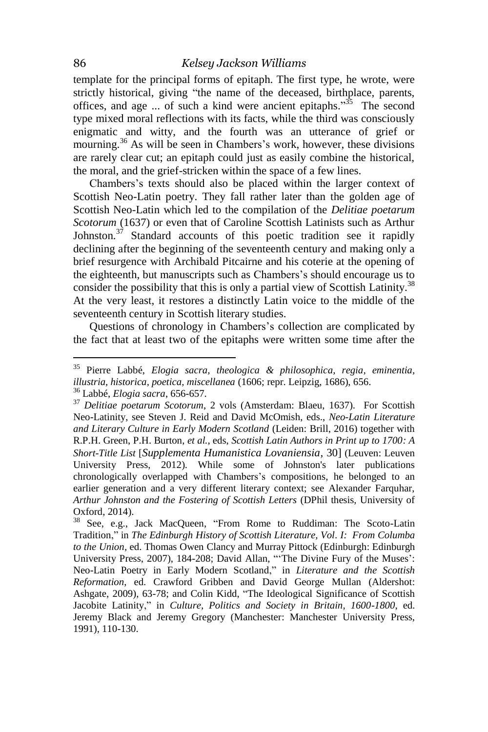template for the principal forms of epitaph. The first type, he wrote, were strictly historical, giving "the name of the deceased, birthplace, parents, offices, and age ... of such a kind were ancient epitaphs."[35] The second type mixed moral reflections with its facts, while the third was consciously enigmatic and witty, and the fourth was an utterance of grief or mourning.[36] As will be seen in Chambers's work, however, these divisions are rarely clear cut; an epitaph could just as easily combine the historical, the moral, and the grief-stricken within the space of a few lines.

Chambers's texts should also be placed within the larger context of Scottish Neo-Latin poetry. They fall rather later than the golden age of Scottish Neo-Latin which led to the compilation of the *Delitiae poetarum Scotorum* (1637) or even that of Caroline Scottish Latinists such as Arthur Johnston.[37] Standard accounts of this poetic tradition see it rapidly declining after the beginning of the seventeenth century and making only a brief resurgence with Archibald Pitcairne and his coterie at the opening of the eighteenth, but manuscripts such as Chambers's should encourage us to consider the possibility that this is only a partial view of Scottish Latinity.[38] At the very least, it restores a distinctly Latin voice to the middle of the seventeenth century in Scottish literary studies.

Questions of chronology in Chambers's collection are complicated by the fact that at least two of the epitaphs were written some time after the

---

[35] Pierre Labbé, *Elogia sacra, theologica & philosophica, regia, eminentia, illustria, historica, poetica, miscellanea* (1606; repr. Leipzig, 1686), 656.

[36] Labbé, *Elogia sacra*, 656-657.

[37] *Delitiae poetarum Scotorum*, 2 vols (Amsterdam: Blaeu, 1637). For Scottish Neo-Latinity, see Steven J. Reid and David McOmish, eds., *Neo-Latin Literature and Literary Culture in Early Modern Scotland* (Leiden: Brill, 2016) together with R.P.H. Green, P.H. Burton, *et al.*, eds, *Scottish Latin Authors in Print up to 1700: A Short-Title List* [*Supplementa Humanistica Lovaniensia*, 30] (Leuven: Leuven University Press, 2012). While some of Johnston's later publications chronologically overlapped with Chambers's compositions, he belonged to an earlier generation and a very different literary context; see Alexander Farquhar, *Arthur Johnston and the Fostering of Scottish Letters* (DPhil thesis, University of Oxford, 2014).

[38] See, e.g., Jack MacQueen, "From Rome to Ruddiman: The Scoto-Latin Tradition," in *The Edinburgh History of Scottish Literature, Vol. I: From Columba to the Union*, ed. Thomas Owen Clancy and Murray Pittock (Edinburgh: Edinburgh University Press, 2007), 184-208; David Allan, "'The Divine Fury of the Muses': Neo-Latin Poetry in Early Modern Scotland," in *Literature and the Scottish Reformation*, ed. Crawford Gribben and David George Mullan (Aldershot: Ashgate, 2009), 63-78; and Colin Kidd, "The Ideological Significance of Scottish Jacobite Latinity," in *Culture, Politics and Society in Britain, 1600-1800*, ed. Jeremy Black and Jeremy Gregory (Manchester: Manchester University Press, 1991), 110-130.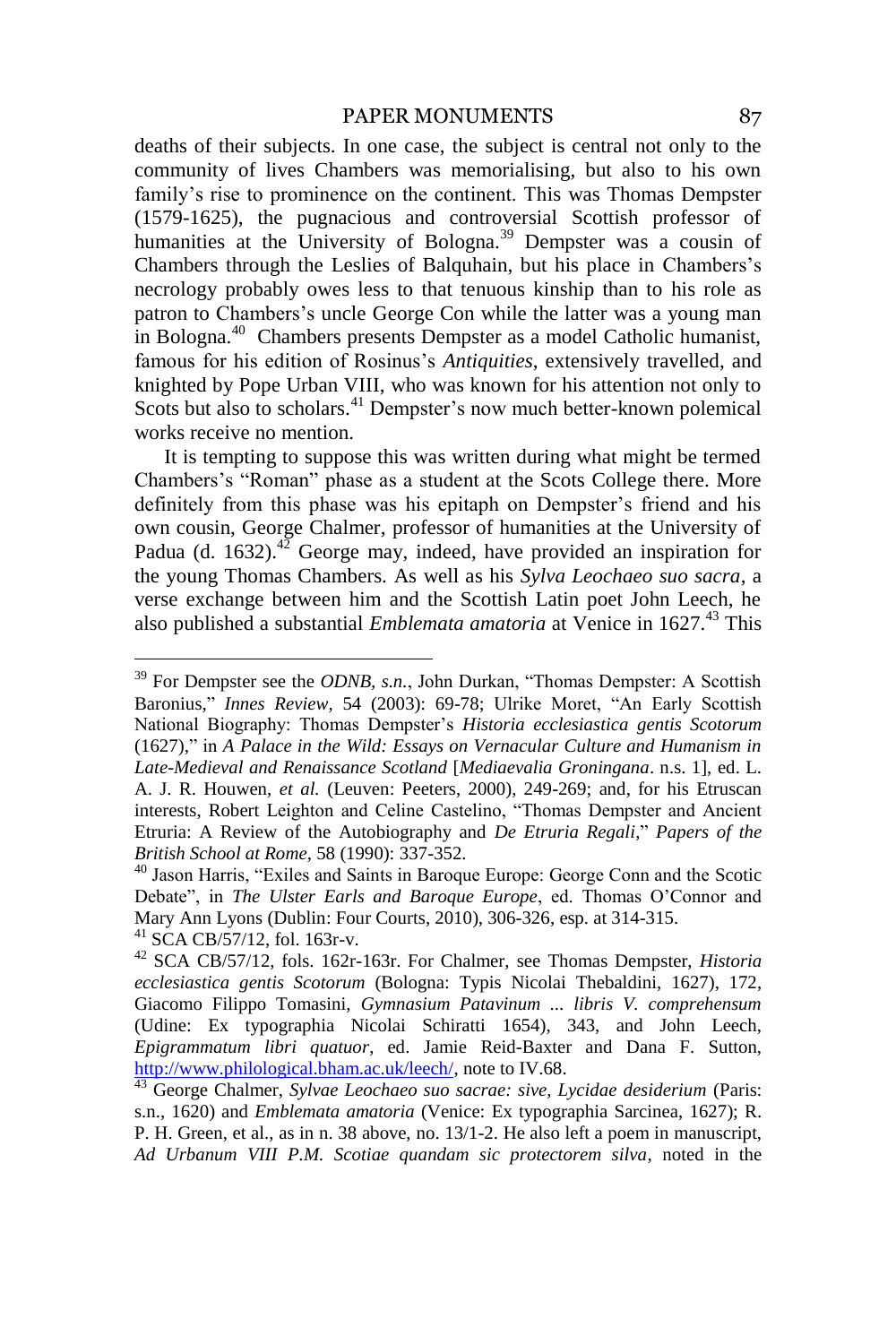deaths of their subjects. In one case, the subject is central not only to the community of lives Chambers was memorialising, but also to his own family's rise to prominence on the continent. This was Thomas Dempster (1579-1625), the pugnacious and controversial Scottish professor of humanities at the University of Bologna.[39] Dempster was a cousin of Chambers through the Leslies of Balquhain, but his place in Chambers's necrology probably owes less to that tenuous kinship than to his role as patron to Chambers's uncle George Con while the latter was a young man in Bologna.[40] Chambers presents Dempster as a model Catholic humanist, famous for his edition of Rosinus's *Antiquities*, extensively travelled, and knighted by Pope Urban VIII, who was known for his attention not only to Scots but also to scholars.[41] Dempster's now much better-known polemical works receive no mention.

It is tempting to suppose this was written during what might be termed Chambers's "Roman" phase as a student at the Scots College there. More definitely from this phase was his epitaph on Dempster's friend and his own cousin, George Chalmer, professor of humanities at the University of Padua (d. 1632).[42] George may, indeed, have provided an inspiration for the young Thomas Chambers. As well as his *Sylva Leochaeo suo sacra*, a verse exchange between him and the Scottish Latin poet John Leech, he also published a substantial *Emblemata amatoria* at Venice in 1627.[43] This

---

[39] For Dempster see the *ODNB, s.n.*, John Durkan, "Thomas Dempster: A Scottish Baronius," *Innes Review,* 54 (2003): 69-78; Ulrike Moret, "An Early Scottish National Biography: Thomas Dempster's *Historia ecclesiastica gentis Scotorum* (1627)," in *A Palace in the Wild: Essays on Vernacular Culture and Humanism in Late-Medieval and Renaissance Scotland* [*Mediaevalia Groningana*. n.s. 1], ed. L. A. J. R. Houwen, *et al.* (Leuven: Peeters, 2000), 249-269; and, for his Etruscan interests, Robert Leighton and Celine Castelino, "Thomas Dempster and Ancient Etruria: A Review of the Autobiography and *De Etruria Regali*," *Papers of the British School at Rome*, 58 (1990): 337-352.

[40] Jason Harris, "Exiles and Saints in Baroque Europe: George Conn and the Scotic Debate", in *The Ulster Earls and Baroque Europe*, ed. Thomas O'Connor and Mary Ann Lyons (Dublin: Four Courts, 2010), 306-326, esp. at 314-315.

[41] SCA CB/57/12, fol. 163r-v.

[42] SCA CB/57/12, fols. 162r-163r. For Chalmer, see Thomas Dempster, *Historia ecclesiastica gentis Scotorum* (Bologna: Typis Nicolai Thebaldini, 1627), 172, Giacomo Filippo Tomasini, *Gymnasium Patavinum ... libris V. comprehensum* (Udine: Ex typographia Nicolai Schiratti 1654), 343, and John Leech, *Epigrammatum libri quatuor*, ed. Jamie Reid-Baxter and Dana F. Sutton, http://www.philological.bham.ac.uk/leech/, note to IV.68.

[43] George Chalmer, *Sylvae Leochaeo suo sacrae: sive, Lycidae desiderium* (Paris: s.n., 1620) and *Emblemata amatoria* (Venice: Ex typographia Sarcinea, 1627); R. P. H. Green, et al., as in n. 38 above, no. 13/1-2. He also left a poem in manuscript, *Ad Urbanum VIII P.M. Scotiae quandam sic protectorem silva*, noted in the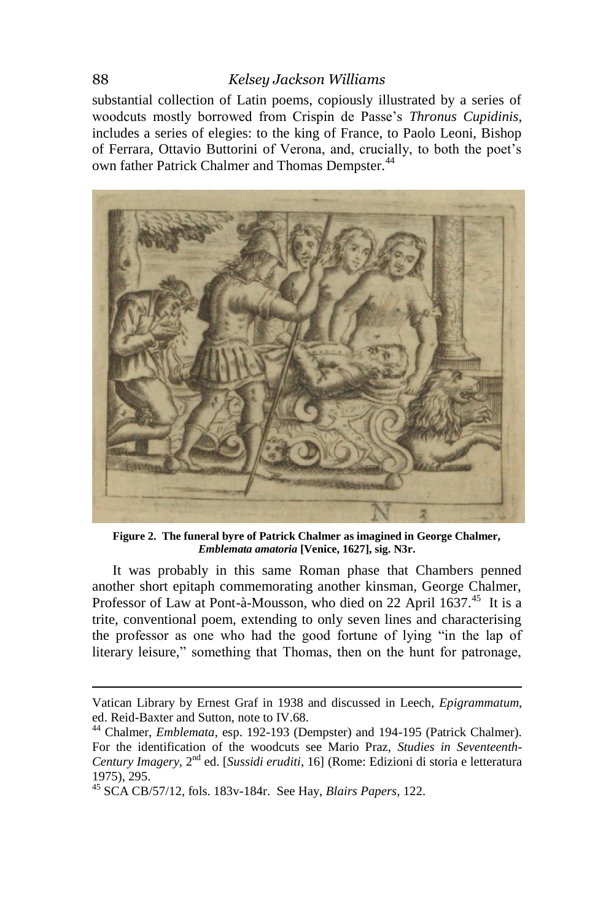substantial collection of Latin poems, copiously illustrated by a series of woodcuts mostly borrowed from Crispin de Passe's *Thronus Cupidinis*, includes a series of elegies: to the king of France, to Paolo Leoni, Bishop of Ferrara, Ottavio Buttorini of Verona, and, crucially, to both the poet's own father Patrick Chalmer and Thomas Dempster.[44]

**Figure 2. The funeral byre of Patrick Chalmer as imagined in George Chalmer, *Emblemata amatoria* [Venice, 1627], sig. N3r.**

It was probably in this same Roman phase that Chambers penned another short epitaph commemorating another kinsman, George Chalmer, Professor of Law at Pont-à-Mousson, who died on 22 April 1637.[45] It is a trite, conventional poem, extending to only seven lines and characterising the professor as one who had the good fortune of lying "in the lap of literary leisure," something that Thomas, then on the hunt for patronage,

---

Vatican Library by Ernest Graf in 1938 and discussed in Leech, *Epigrammatum*, ed. Reid-Baxter and Sutton, note to IV.68.

[44] Chalmer, *Emblemata*, esp. 192-193 (Dempster) and 194-195 (Patrick Chalmer). For the identification of the woodcuts see Mario Praz, *Studies in Seventeenth-Century Imagery*, 2nd ed. [*Sussidi eruditi*, 16] (Rome: Edizioni di storia e letteratura 1975), 295.

[45] SCA CB/57/12, fols. 183v-184r. See Hay, *Blairs Papers*, 122.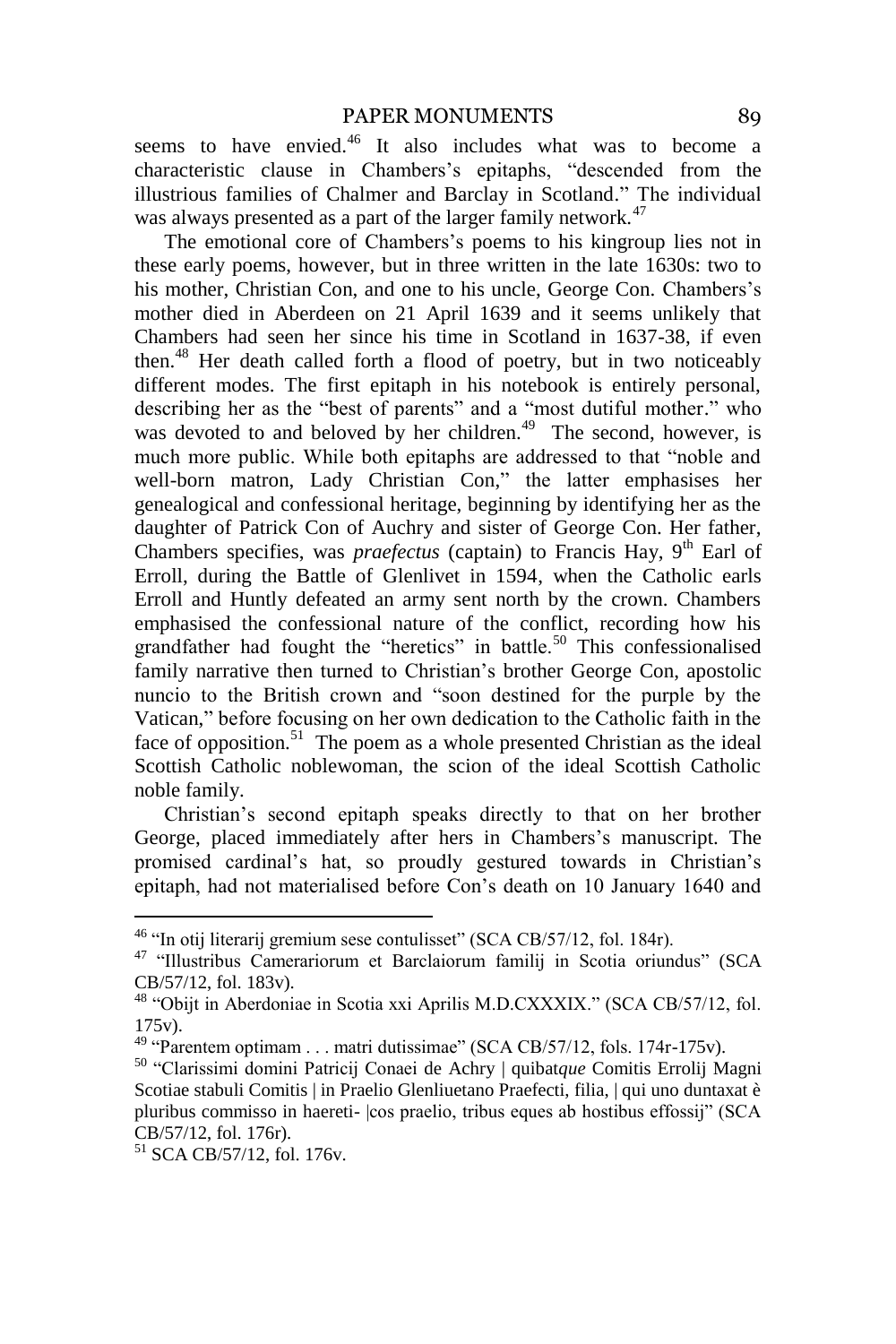seems to have envied.[46] It also includes what was to become a characteristic clause in Chambers's epitaphs, "descended from the illustrious families of Chalmer and Barclay in Scotland." The individual was always presented as a part of the larger family network.[47]

The emotional core of Chambers's poems to his kingroup lies not in these early poems, however, but in three written in the late 1630s: two to his mother, Christian Con, and one to his uncle, George Con. Chambers's mother died in Aberdeen on 21 April 1639 and it seems unlikely that Chambers had seen her since his time in Scotland in 1637-38, if even then.[48] Her death called forth a flood of poetry, but in two noticeably different modes. The first epitaph in his notebook is entirely personal, describing her as the "best of parents" and a "most dutiful mother." who was devoted to and beloved by her children.[49] The second, however, is much more public. While both epitaphs are addressed to that "noble and well-born matron, Lady Christian Con," the latter emphasises her genealogical and confessional heritage, beginning by identifying her as the daughter of Patrick Con of Auchry and sister of George Con. Her father, Chambers specifies, was *praefectus* (captain) to Francis Hay, 9th Earl of Erroll, during the Battle of Glenlivet in 1594, when the Catholic earls Erroll and Huntly defeated an army sent north by the crown. Chambers emphasised the confessional nature of the conflict, recording how his grandfather had fought the "heretics" in battle.[50] This confessionalised family narrative then turned to Christian's brother George Con, apostolic nuncio to the British crown and "soon destined for the purple by the Vatican," before focusing on her own dedication to the Catholic faith in the face of opposition.[51] The poem as a whole presented Christian as the ideal Scottish Catholic noblewoman, the scion of the ideal Scottish Catholic noble family.

Christian's second epitaph speaks directly to that on her brother George, placed immediately after hers in Chambers's manuscript. The promised cardinal's hat, so proudly gestured towards in Christian's epitaph, had not materialised before Con's death on 10 January 1640 and

---

[46] "In otij literarij gremium sese contulisset" (SCA CB/57/12, fol. 184r).

[47] "Illustribus Camerariorum et Barclaiorum familij in Scotia oriundus" (SCA CB/57/12, fol. 183v).

[48] "Obijt in Aberdoniae in Scotia xxi Aprilis M.D.CXXXIX." (SCA CB/57/12, fol. 175v).

[49] "Parentem optimam . . . matri dutissimae" (SCA CB/57/12, fols. 174r-175v).

[50] "Clarissimi domini Patricij Conaei de Achry | quibat*que* Comitis Errolij Magni Scotiae stabuli Comitis | in Praelio Glenliuetano Praefecti, filia, | qui uno duntaxat è pluribus commisso in haereti- |cos praelio, tribus eques ab hostibus effossij" (SCA CB/57/12, fol. 176r).

[51] SCA CB/57/12, fol. 176v.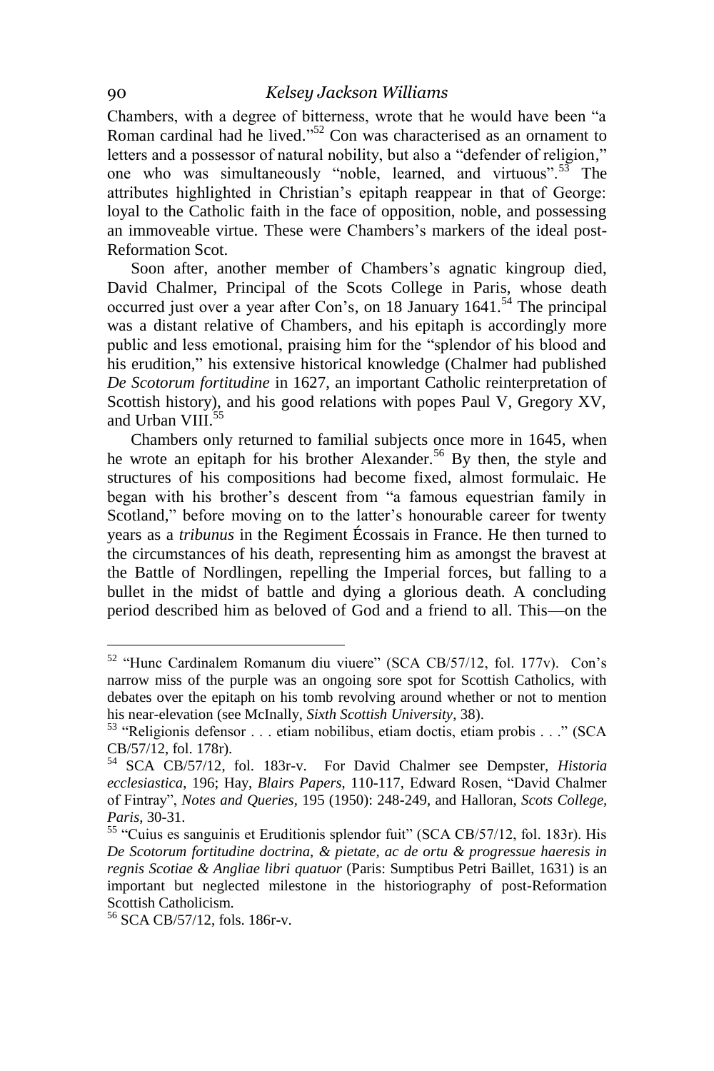Chambers, with a degree of bitterness, wrote that he would have been "a Roman cardinal had he lived."[52] Con was characterised as an ornament to letters and a possessor of natural nobility, but also a "defender of religion," one who was simultaneously "noble, learned, and virtuous".[53] The attributes highlighted in Christian's epitaph reappear in that of George: loyal to the Catholic faith in the face of opposition, noble, and possessing an immoveable virtue. These were Chambers's markers of the ideal post-Reformation Scot.

Soon after, another member of Chambers's agnatic kingroup died, David Chalmer, Principal of the Scots College in Paris, whose death occurred just over a year after Con's, on 18 January 1641.[54] The principal was a distant relative of Chambers, and his epitaph is accordingly more public and less emotional, praising him for the "splendor of his blood and his erudition," his extensive historical knowledge (Chalmer had published *De Scotorum fortitudine* in 1627, an important Catholic reinterpretation of Scottish history), and his good relations with popes Paul V, Gregory XV, and Urban VIII.[55]

Chambers only returned to familial subjects once more in 1645, when he wrote an epitaph for his brother Alexander.[56] By then, the style and structures of his compositions had become fixed, almost formulaic. He began with his brother's descent from "a famous equestrian family in Scotland," before moving on to the latter's honourable career for twenty years as a *tribunus* in the Regiment Écossais in France. He then turned to the circumstances of his death, representing him as amongst the bravest at the Battle of Nordlingen, repelling the Imperial forces, but falling to a bullet in the midst of battle and dying a glorious death. A concluding period described him as beloved of God and a friend to all. This—on the

---

[52] "Hunc Cardinalem Romanum diu viuere" (SCA CB/57/12, fol. 177v). Con's narrow miss of the purple was an ongoing sore spot for Scottish Catholics, with debates over the epitaph on his tomb revolving around whether or not to mention his near-elevation (see McInally, *Sixth Scottish University*, 38).

[53] "Religionis defensor . . . etiam nobilibus, etiam doctis, etiam probis . . ." (SCA CB/57/12, fol. 178r).

[54] SCA CB/57/12, fol. 183r-v. For David Chalmer see Dempster, *Historia ecclesiastica*, 196; Hay, *Blairs Papers*, 110-117, Edward Rosen, "David Chalmer of Fintray", *Notes and Queries*, 195 (1950): 248-249, and Halloran, *Scots College, Paris*, 30-31.

[55] "Cuius es sanguinis et Eruditionis splendor fuit" (SCA CB/57/12, fol. 183r). His *De Scotorum fortitudine doctrina, & pietate, ac de ortu & progressue haeresis in regnis Scotiae & Angliae libri quatuor* (Paris: Sumptibus Petri Baillet, 1631) is an important but neglected milestone in the historiography of post-Reformation Scottish Catholicism.

[56] SCA CB/57/12, fols. 186r-v.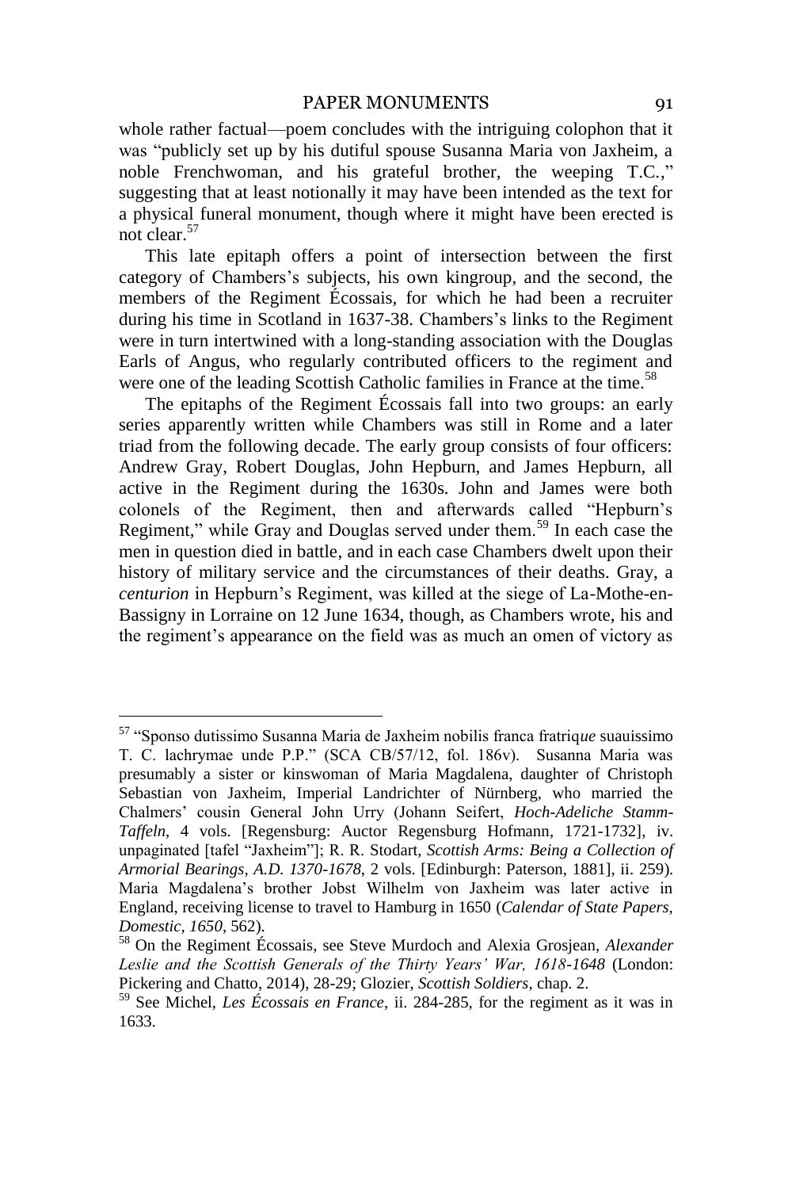whole rather factual—poem concludes with the intriguing colophon that it was "publicly set up by his dutiful spouse Susanna Maria von Jaxheim, a noble Frenchwoman, and his grateful brother, the weeping T.C.," suggesting that at least notionally it may have been intended as the text for a physical funeral monument, though where it might have been erected is not clear.[57]

This late epitaph offers a point of intersection between the first category of Chambers's subjects, his own kingroup, and the second, the members of the Regiment Écossais, for which he had been a recruiter during his time in Scotland in 1637-38. Chambers's links to the Regiment were in turn intertwined with a long-standing association with the Douglas Earls of Angus, who regularly contributed officers to the regiment and were one of the leading Scottish Catholic families in France at the time.[58]

The epitaphs of the Regiment Écossais fall into two groups: an early series apparently written while Chambers was still in Rome and a later triad from the following decade. The early group consists of four officers: Andrew Gray, Robert Douglas, John Hepburn, and James Hepburn, all active in the Regiment during the 1630s. John and James were both colonels of the Regiment, then and afterwards called "Hepburn's Regiment," while Gray and Douglas served under them.[59] In each case the men in question died in battle, and in each case Chambers dwelt upon their history of military service and the circumstances of their deaths. Gray, a *centurion* in Hepburn's Regiment, was killed at the siege of La-Mothe-en-Bassigny in Lorraine on 12 June 1634, though, as Chambers wrote, his and the regiment's appearance on the field was as much an omen of victory as

---

[57] "Sponso dutissimo Susanna Maria de Jaxheim nobilis franca fratriq*ue* suauissimo T. C. lachrymae unde P.P." (SCA CB/57/12, fol. 186v). Susanna Maria was presumably a sister or kinswoman of Maria Magdalena, daughter of Christoph Sebastian von Jaxheim, Imperial Landrichter of Nürnberg, who married the Chalmers' cousin General John Urry (Johann Seifert, *Hoch-Adeliche Stamm-Taffeln*, 4 vols. [Regensburg: Auctor Regensburg Hofmann, 1721-1732], iv. unpaginated [tafel "Jaxheim"]; R. R. Stodart, *Scottish Arms: Being a Collection of Armorial Bearings, A.D. 1370-1678*, 2 vols. [Edinburgh: Paterson, 1881], ii. 259). Maria Magdalena's brother Jobst Wilhelm von Jaxheim was later active in England, receiving license to travel to Hamburg in 1650 (*Calendar of State Papers, Domestic, 1650*, 562).

[58] On the Regiment Écossais, see Steve Murdoch and Alexia Grosjean, *Alexander Leslie and the Scottish Generals of the Thirty Years' War, 1618-1648* (London: Pickering and Chatto, 2014), 28-29; Glozier, *Scottish Soldiers*, chap. 2.

[59] See Michel, *Les Écossais en France*, ii. 284-285, for the regiment as it was in 1633.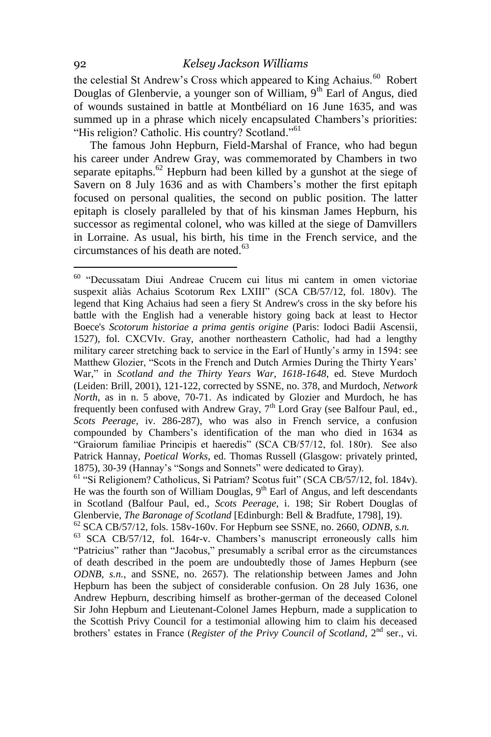the celestial St Andrew's Cross which appeared to King Achaius.[60] Robert Douglas of Glenbervie, a younger son of William, 9th Earl of Angus, died of wounds sustained in battle at Montbéliard on 16 June 1635, and was summed up in a phrase which nicely encapsulated Chambers's priorities: "His religion? Catholic. His country? Scotland."[61]

The famous John Hepburn, Field-Marshal of France, who had begun his career under Andrew Gray, was commemorated by Chambers in two separate epitaphs.[62] Hepburn had been killed by a gunshot at the siege of Savern on 8 July 1636 and as with Chambers's mother the first epitaph focused on personal qualities, the second on public position. The latter epitaph is closely paralleled by that of his kinsman James Hepburn, his successor as regimental colonel, who was killed at the siege of Damvillers in Lorraine. As usual, his birth, his time in the French service, and the circumstances of his death are noted.[63]

---

[60] "Decussatam Diui Andreae Crucem cui litus mi cantem in omen victoriae suspexit aliàs Achaius Scotorum Rex LXIII" (SCA CB/57/12, fol. 180v). The legend that King Achaius had seen a fiery St Andrew's cross in the sky before his battle with the English had a venerable history going back at least to Hector Boece's *Scotorum historiae a prima gentis origine* (Paris: Iodoci Badii Ascensii, 1527), fol. CXCVIv. Gray, another northeastern Catholic, had had a lengthy military career stretching back to service in the Earl of Huntly's army in 1594: see Matthew Glozier, "Scots in the French and Dutch Armies During the Thirty Years' War," in *Scotland and the Thirty Years War, 1618-1648*, ed. Steve Murdoch (Leiden: Brill, 2001), 121-122, corrected by SSNE, no. 378, and Murdoch, *Network North*, as in n. 5 above, 70-71. As indicated by Glozier and Murdoch, he has frequently been confused with Andrew Gray, 7th Lord Gray (see Balfour Paul, ed., *Scots Peerage*, iv. 286-287), who was also in French service, a confusion compounded by Chambers's identification of the man who died in 1634 as "Graiorum familiae Principis et haeredis" (SCA CB/57/12, fol. 180r). See also Patrick Hannay, *Poetical Works*, ed. Thomas Russell (Glasgow: privately printed, 1875), 30-39 (Hannay's "Songs and Sonnets" were dedicated to Gray).

[61] "Si Religionem? Catholicus, Si Patriam? Scotus fuit" (SCA CB/57/12, fol. 184v). He was the fourth son of William Douglas, 9th Earl of Angus, and left descendants in Scotland (Balfour Paul, ed., *Scots Peerage*, i. 198; Sir Robert Douglas of Glenbervie, *The Baronage of Scotland* [Edinburgh: Bell & Bradfute, 1798], 19).

[62] SCA CB/57/12, fols. 158v-160v. For Hepburn see SSNE, no. 2660, *ODNB*, *s.n.*

[63] SCA CB/57/12, fol. 164r-v. Chambers's manuscript erroneously calls him "Patricius" rather than "Jacobus," presumably a scribal error as the circumstances of death described in the poem are undoubtedly those of James Hepburn (see *ODNB*, *s.n.*, and SSNE, no. 2657). The relationship between James and John Hepburn has been the subject of considerable confusion. On 28 July 1636, one Andrew Hepburn, describing himself as brother-german of the deceased Colonel Sir John Hepburn and Lieutenant-Colonel James Hepburn, made a supplication to the Scottish Privy Council for a testimonial allowing him to claim his deceased brothers' estates in France (*Register of the Privy Council of Scotland*, 2nd ser., vi.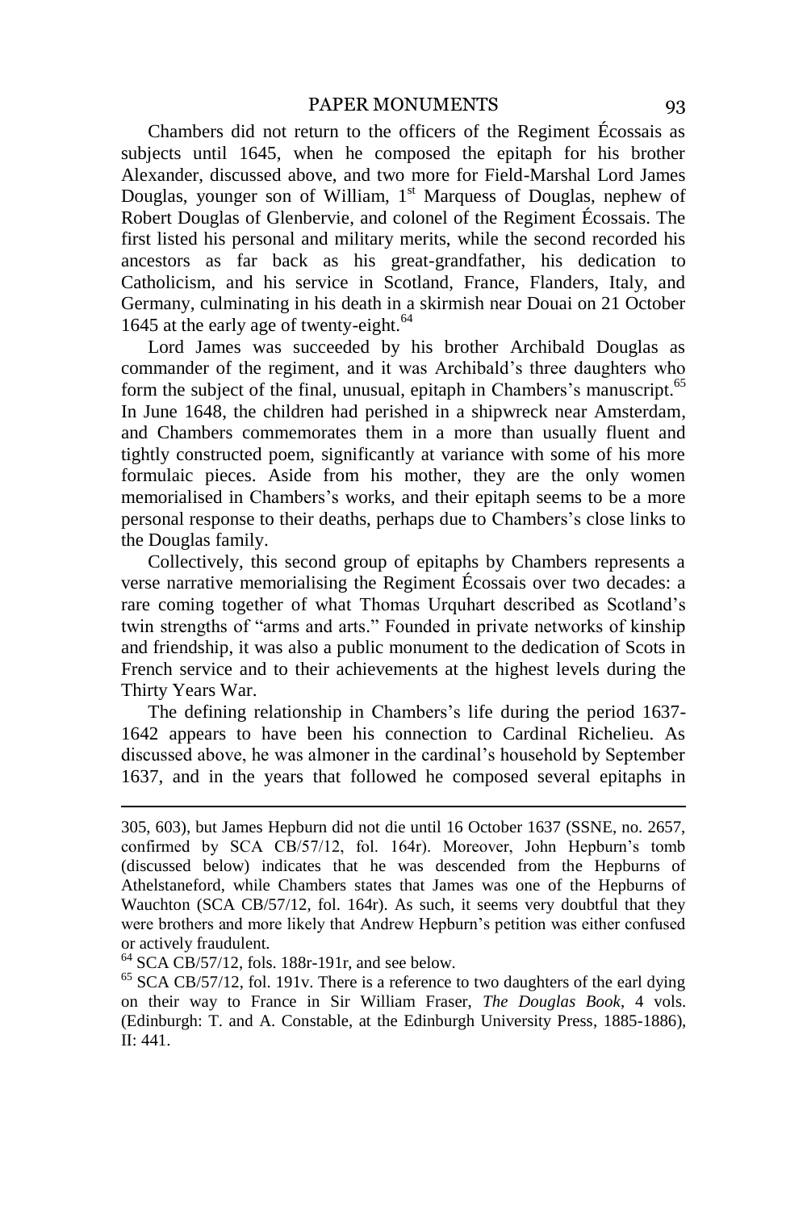Chambers did not return to the officers of the Regiment Écossais as subjects until 1645, when he composed the epitaph for his brother Alexander, discussed above, and two more for Field-Marshal Lord James Douglas, younger son of William, 1st Marquess of Douglas, nephew of Robert Douglas of Glenbervie, and colonel of the Regiment Écossais. The first listed his personal and military merits, while the second recorded his ancestors as far back as his great-grandfather, his dedication to Catholicism, and his service in Scotland, France, Flanders, Italy, and Germany, culminating in his death in a skirmish near Douai on 21 October 1645 at the early age of twenty-eight.[64]

Lord James was succeeded by his brother Archibald Douglas as commander of the regiment, and it was Archibald's three daughters who form the subject of the final, unusual, epitaph in Chambers's manuscript.[65] In June 1648, the children had perished in a shipwreck near Amsterdam, and Chambers commemorates them in a more than usually fluent and tightly constructed poem, significantly at variance with some of his more formulaic pieces. Aside from his mother, they are the only women memorialised in Chambers's works, and their epitaph seems to be a more personal response to their deaths, perhaps due to Chambers's close links to the Douglas family.

Collectively, this second group of epitaphs by Chambers represents a verse narrative memorialising the Regiment Écossais over two decades: a rare coming together of what Thomas Urquhart described as Scotland's twin strengths of "arms and arts." Founded in private networks of kinship and friendship, it was also a public monument to the dedication of Scots in French service and to their achievements at the highest levels during the Thirty Years War.

The defining relationship in Chambers's life during the period 1637-1642 appears to have been his connection to Cardinal Richelieu. As discussed above, he was almoner in the cardinal's household by September 1637, and in the years that followed he composed several epitaphs in

---

305, 603), but James Hepburn did not die until 16 October 1637 (SSNE, no. 2657, confirmed by SCA CB/57/12, fol. 164r). Moreover, John Hepburn's tomb (discussed below) indicates that he was descended from the Hepburns of Athelstaneford, while Chambers states that James was one of the Hepburns of Wauchton (SCA CB/57/12, fol. 164r). As such, it seems very doubtful that they were brothers and more likely that Andrew Hepburn's petition was either confused or actively fraudulent.

[64] SCA CB/57/12, fols. 188r-191r, and see below.

[65] SCA CB/57/12, fol. 191v. There is a reference to two daughters of the earl dying on their way to France in Sir William Fraser, *The Douglas Book*, 4 vols. (Edinburgh: T. and A. Constable, at the Edinburgh University Press, 1885-1886), II: 441.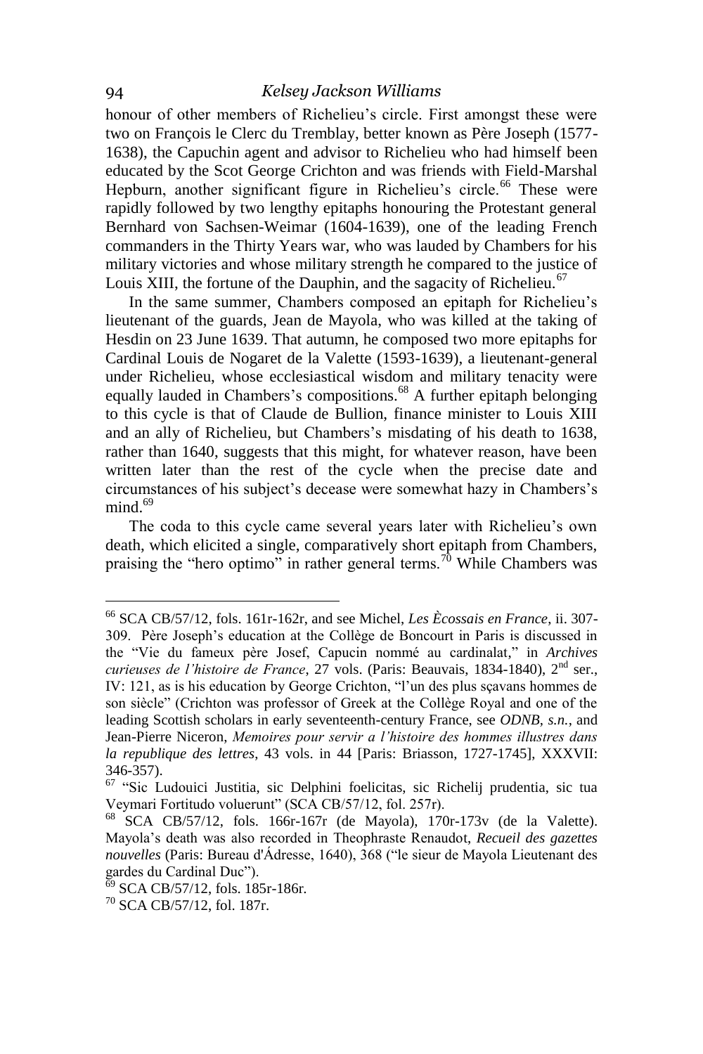honour of other members of Richelieu's circle. First amongst these were two on François le Clerc du Tremblay, better known as Père Joseph (1577-1638), the Capuchin agent and advisor to Richelieu who had himself been educated by the Scot George Crichton and was friends with Field-Marshal Hepburn, another significant figure in Richelieu's circle.[66] These were rapidly followed by two lengthy epitaphs honouring the Protestant general Bernhard von Sachsen-Weimar (1604-1639), one of the leading French commanders in the Thirty Years war, who was lauded by Chambers for his military victories and whose military strength he compared to the justice of Louis XIII, the fortune of the Dauphin, and the sagacity of Richelieu.[67]

In the same summer, Chambers composed an epitaph for Richelieu's lieutenant of the guards, Jean de Mayola, who was killed at the taking of Hesdin on 23 June 1639. That autumn, he composed two more epitaphs for Cardinal Louis de Nogaret de la Valette (1593-1639), a lieutenant-general under Richelieu, whose ecclesiastical wisdom and military tenacity were equally lauded in Chambers's compositions.[68] A further epitaph belonging to this cycle is that of Claude de Bullion, finance minister to Louis XIII and an ally of Richelieu, but Chambers's misdating of his death to 1638, rather than 1640, suggests that this might, for whatever reason, have been written later than the rest of the cycle when the precise date and circumstances of his subject's decease were somewhat hazy in Chambers's mind.[69]

The coda to this cycle came several years later with Richelieu's own death, which elicited a single, comparatively short epitaph from Chambers, praising the "hero optimo" in rather general terms.[70] While Chambers was

---

[66] SCA CB/57/12, fols. 161r-162r, and see Michel, *Les Ècossais en France*, ii. 307-309. Père Joseph's education at the Collège de Boncourt in Paris is discussed in the "Vie du fameux père Josef, Capucin nommé au cardinalat," in *Archives curieuses de l'histoire de France*, 27 vols. (Paris: Beauvais, 1834-1840), 2nd ser., IV: 121, as is his education by George Crichton, "l'un des plus sçavans hommes de son siècle" (Crichton was professor of Greek at the Collège Royal and one of the leading Scottish scholars in early seventeenth-century France, see *ODNB*, *s.n.*, and Jean-Pierre Niceron, *Memoires pour servir a l'histoire des hommes illustres dans la republique des lettres*, 43 vols. in 44 [Paris: Briasson, 1727-1745], XXXVII: 346-357).

[67] "Sic Ludouici Justitia, sic Delphini foelicitas, sic Richelij prudentia, sic tua Veymari Fortitudo voluerunt" (SCA CB/57/12, fol. 257r).

[68] SCA CB/57/12, fols. 166r-167r (de Mayola), 170r-173v (de la Valette). Mayola's death was also recorded in Theophraste Renaudot, *Recueil des gazettes nouvelles* (Paris: Bureau d'Ádresse, 1640), 368 ("le sieur de Mayola Lieutenant des gardes du Cardinal Duc").

[69] SCA CB/57/12, fols. 185r-186r.

[70] SCA CB/57/12, fol. 187r.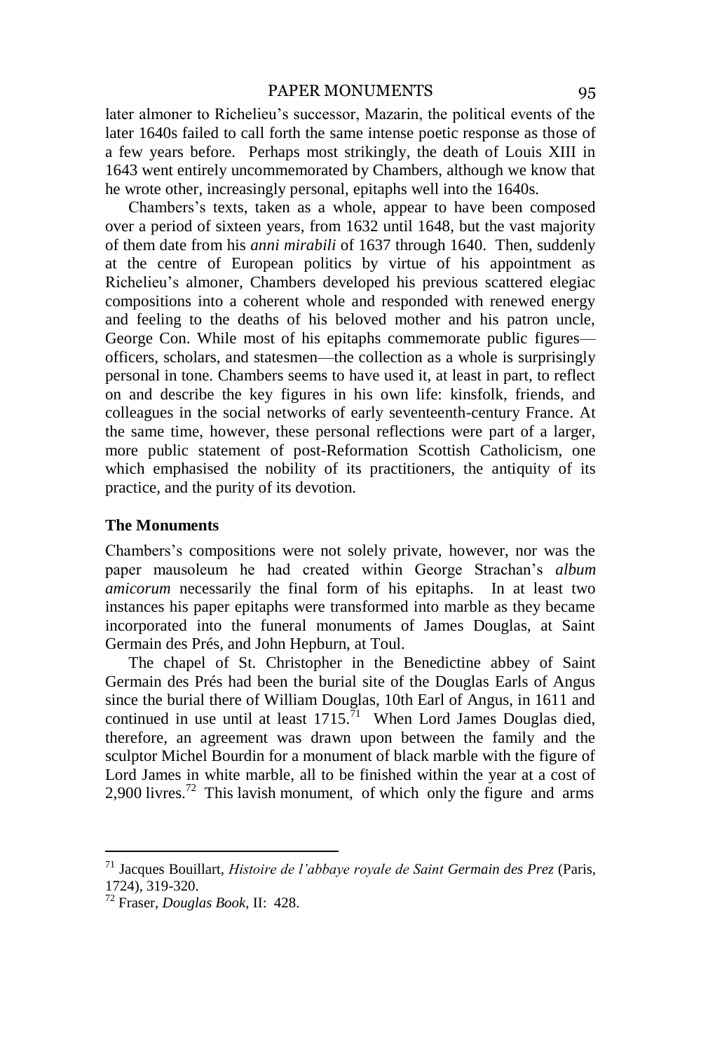later almoner to Richelieu's successor, Mazarin, the political events of the later 1640s failed to call forth the same intense poetic response as those of a few years before. Perhaps most strikingly, the death of Louis XIII in 1643 went entirely uncommemorated by Chambers, although we know that he wrote other, increasingly personal, epitaphs well into the 1640s.

Chambers's texts, taken as a whole, appear to have been composed over a period of sixteen years, from 1632 until 1648, but the vast majority of them date from his *anni mirabili* of 1637 through 1640. Then, suddenly at the centre of European politics by virtue of his appointment as Richelieu's almoner, Chambers developed his previous scattered elegiac compositions into a coherent whole and responded with renewed energy and feeling to the deaths of his beloved mother and his patron uncle, George Con. While most of his epitaphs commemorate public figures—officers, scholars, and statesmen—the collection as a whole is surprisingly personal in tone. Chambers seems to have used it, at least in part, to reflect on and describe the key figures in his own life: kinsfolk, friends, and colleagues in the social networks of early seventeenth-century France. At the same time, however, these personal reflections were part of a larger, more public statement of post-Reformation Scottish Catholicism, one which emphasised the nobility of its practitioners, the antiquity of its practice, and the purity of its devotion.

### The Monuments

Chambers's compositions were not solely private, however, nor was the paper mausoleum he had created within George Strachan's *album amicorum* necessarily the final form of his epitaphs. In at least two instances his paper epitaphs were transformed into marble as they became incorporated into the funeral monuments of James Douglas, at Saint Germain des Prés, and John Hepburn, at Toul.

The chapel of St. Christopher in the Benedictine abbey of Saint Germain des Prés had been the burial site of the Douglas Earls of Angus since the burial there of William Douglas, 10th Earl of Angus, in 1611 and continued in use until at least 1715.[71] When Lord James Douglas died, therefore, an agreement was drawn upon between the family and the sculptor Michel Bourdin for a monument of black marble with the figure of Lord James in white marble, all to be finished within the year at a cost of 2,900 livres.[72] This lavish monument, of which only the figure and arms

---

[71] Jacques Bouillart, *Histoire de l'abbaye royale de Saint Germain des Prez* (Paris, 1724), 319-320.

[72] Fraser, *Douglas Book*, II: 428.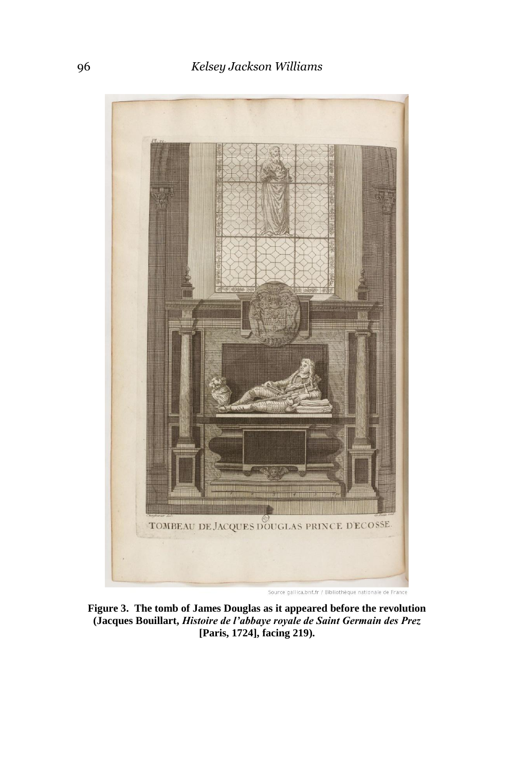**Figure 3. The tomb of James Douglas as it appeared before the revolution (Jacques Bouillart, *Histoire de l'abbaye royale de Saint Germain des Prez* [Paris, 1724], facing 219).**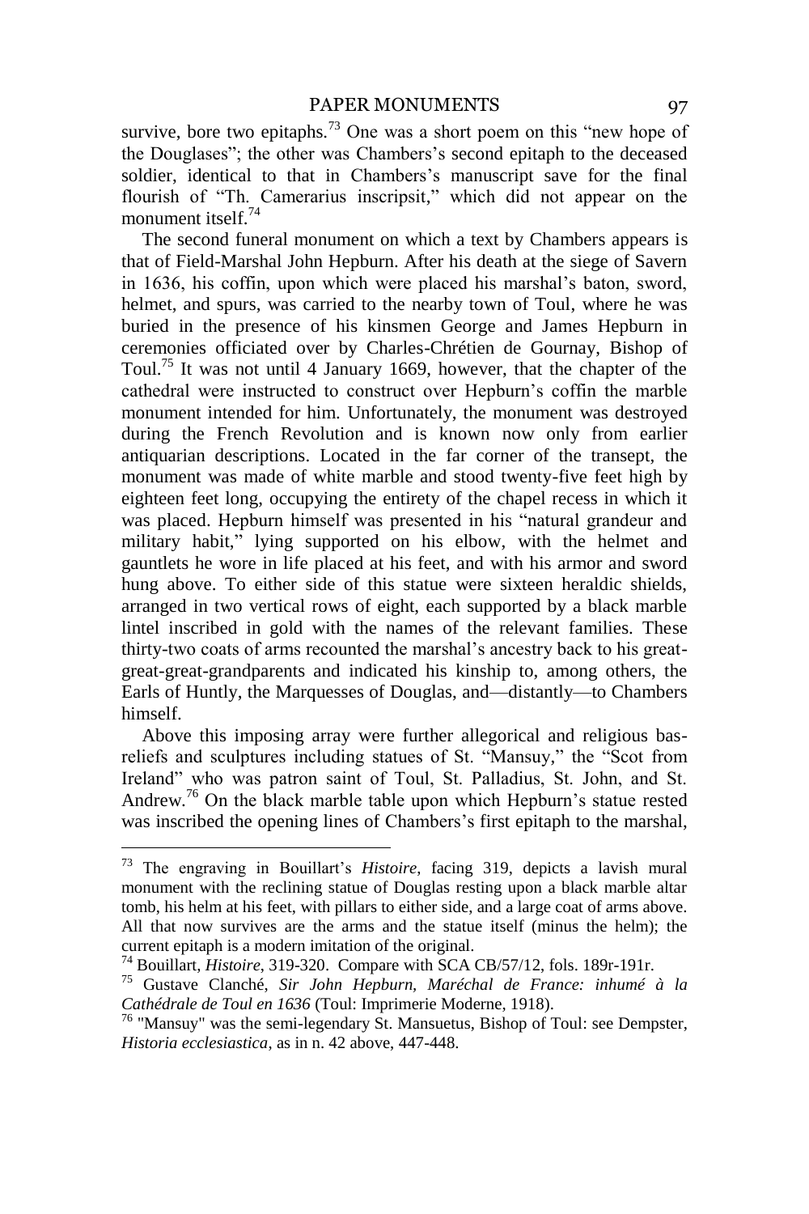survive, bore two epitaphs.[73] One was a short poem on this "new hope of the Douglases"; the other was Chambers's second epitaph to the deceased soldier, identical to that in Chambers's manuscript save for the final flourish of "Th. Camerarius inscripsit," which did not appear on the monument itself.[74]

The second funeral monument on which a text by Chambers appears is that of Field-Marshal John Hepburn. After his death at the siege of Savern in 1636, his coffin, upon which were placed his marshal's baton, sword, helmet, and spurs, was carried to the nearby town of Toul, where he was buried in the presence of his kinsmen George and James Hepburn in ceremonies officiated over by Charles-Chrétien de Gournay, Bishop of Toul.[75] It was not until 4 January 1669, however, that the chapter of the cathedral were instructed to construct over Hepburn's coffin the marble monument intended for him. Unfortunately, the monument was destroyed during the French Revolution and is known now only from earlier antiquarian descriptions. Located in the far corner of the transept, the monument was made of white marble and stood twenty-five feet high by eighteen feet long, occupying the entirety of the chapel recess in which it was placed. Hepburn himself was presented in his "natural grandeur and military habit," lying supported on his elbow, with the helmet and gauntlets he wore in life placed at his feet, and with his armor and sword hung above. To either side of this statue were sixteen heraldic shields, arranged in two vertical rows of eight, each supported by a black marble lintel inscribed in gold with the names of the relevant families. These thirty-two coats of arms recounted the marshal's ancestry back to his great-great-great-grandparents and indicated his kinship to, among others, the Earls of Huntly, the Marquesses of Douglas, and—distantly—to Chambers himself.

Above this imposing array were further allegorical and religious bas-reliefs and sculptures including statues of St. "Mansuy," the "Scot from Ireland" who was patron saint of Toul, St. Palladius, St. John, and St. Andrew.[76] On the black marble table upon which Hepburn's statue rested was inscribed the opening lines of Chambers's first epitaph to the marshal,

---

[73] The engraving in Bouillart's *Histoire*, facing 319, depicts a lavish mural monument with the reclining statue of Douglas resting upon a black marble altar tomb, his helm at his feet, with pillars to either side, and a large coat of arms above. All that now survives are the arms and the statue itself (minus the helm); the current epitaph is a modern imitation of the original.

[74] Bouillart, *Histoire*, 319-320. Compare with SCA CB/57/12, fols. 189r-191r.

[75] Gustave Clanché, *Sir John Hepburn, Maréchal de France: inhumé à la Cathédrale de Toul en 1636* (Toul: Imprimerie Moderne, 1918).

[76] "Mansuy" was the semi-legendary St. Mansuetus, Bishop of Toul: see Dempster, *Historia ecclesiastica*, as in n. 42 above, 447-448.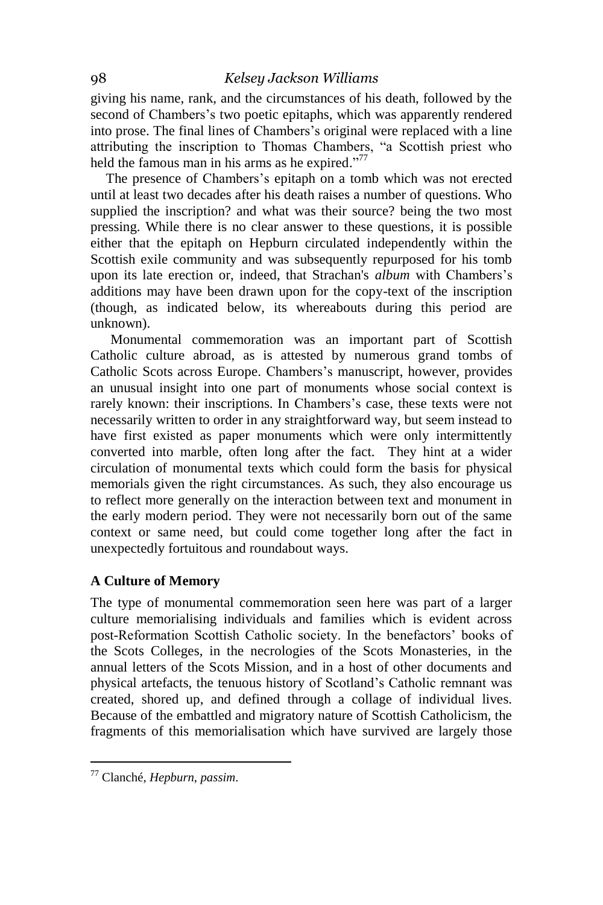giving his name, rank, and the circumstances of his death, followed by the second of Chambers's two poetic epitaphs, which was apparently rendered into prose. The final lines of Chambers's original were replaced with a line attributing the inscription to Thomas Chambers, "a Scottish priest who held the famous man in his arms as he expired."[77]

The presence of Chambers's epitaph on a tomb which was not erected until at least two decades after his death raises a number of questions. Who supplied the inscription? and what was their source? being the two most pressing. While there is no clear answer to these questions, it is possible either that the epitaph on Hepburn circulated independently within the Scottish exile community and was subsequently repurposed for his tomb upon its late erection or, indeed, that Strachan's *album* with Chambers's additions may have been drawn upon for the copy-text of the inscription (though, as indicated below, its whereabouts during this period are unknown).

Monumental commemoration was an important part of Scottish Catholic culture abroad, as is attested by numerous grand tombs of Catholic Scots across Europe. Chambers's manuscript, however, provides an unusual insight into one part of monuments whose social context is rarely known: their inscriptions. In Chambers's case, these texts were not necessarily written to order in any straightforward way, but seem instead to have first existed as paper monuments which were only intermittently converted into marble, often long after the fact. They hint at a wider circulation of monumental texts which could form the basis for physical memorials given the right circumstances. As such, they also encourage us to reflect more generally on the interaction between text and monument in the early modern period. They were not necessarily born out of the same context or same need, but could come together long after the fact in unexpectedly fortuitous and roundabout ways.

## A Culture of Memory

The type of monumental commemoration seen here was part of a larger culture memorialising individuals and families which is evident across post-Reformation Scottish Catholic society. In the benefactors' books of the Scots Colleges, in the necrologies of the Scots Monasteries, in the annual letters of the Scots Mission, and in a host of other documents and physical artefacts, the tenuous history of Scotland's Catholic remnant was created, shored up, and defined through a collage of individual lives. Because of the embattled and migratory nature of Scottish Catholicism, the fragments of this memorialisation which have survived are largely those

[77] Clanché, *Hepburn*, *passim*.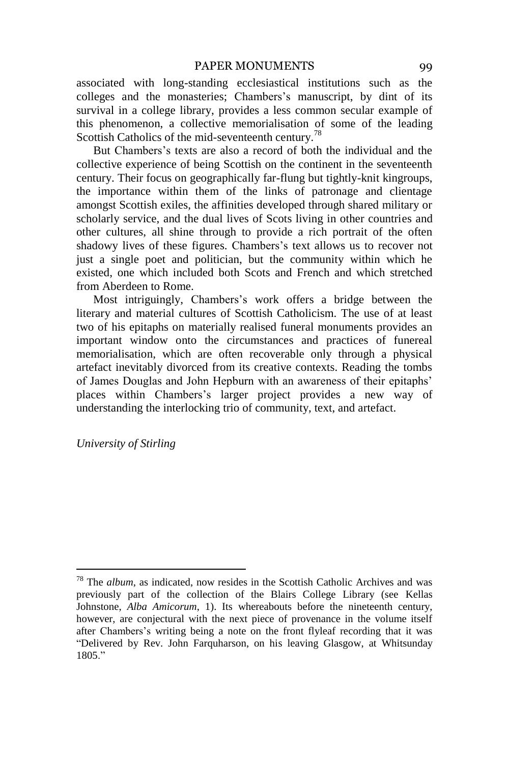associated with long-standing ecclesiastical institutions such as the colleges and the monasteries; Chambers's manuscript, by dint of its survival in a college library, provides a less common secular example of this phenomenon, a collective memorialisation of some of the leading Scottish Catholics of the mid-seventeenth century.[78]

But Chambers's texts are also a record of both the individual and the collective experience of being Scottish on the continent in the seventeenth century. Their focus on geographically far-flung but tightly-knit kingroups, the importance within them of the links of patronage and clientage amongst Scottish exiles, the affinities developed through shared military or scholarly service, and the dual lives of Scots living in other countries and other cultures, all shine through to provide a rich portrait of the often shadowy lives of these figures. Chambers's text allows us to recover not just a single poet and politician, but the community within which he existed, one which included both Scots and French and which stretched from Aberdeen to Rome.

Most intriguingly, Chambers's work offers a bridge between the literary and material cultures of Scottish Catholicism. The use of at least two of his epitaphs on materially realised funeral monuments provides an important window onto the circumstances and practices of funereal memorialisation, which are often recoverable only through a physical artefact inevitably divorced from its creative contexts. Reading the tombs of James Douglas and John Hepburn with an awareness of their epitaphs' places within Chambers's larger project provides a new way of understanding the interlocking trio of community, text, and artefact.

*University of Stirling*

---

[78] The *album*, as indicated, now resides in the Scottish Catholic Archives and was previously part of the collection of the Blairs College Library (see Kellas Johnstone, *Alba Amicorum*, 1). Its whereabouts before the nineteenth century, however, are conjectural with the next piece of provenance in the volume itself after Chambers's writing being a note on the front flyleaf recording that it was "Delivered by Rev. John Farquharson, on his leaving Glasgow, at Whitsunday 1805."